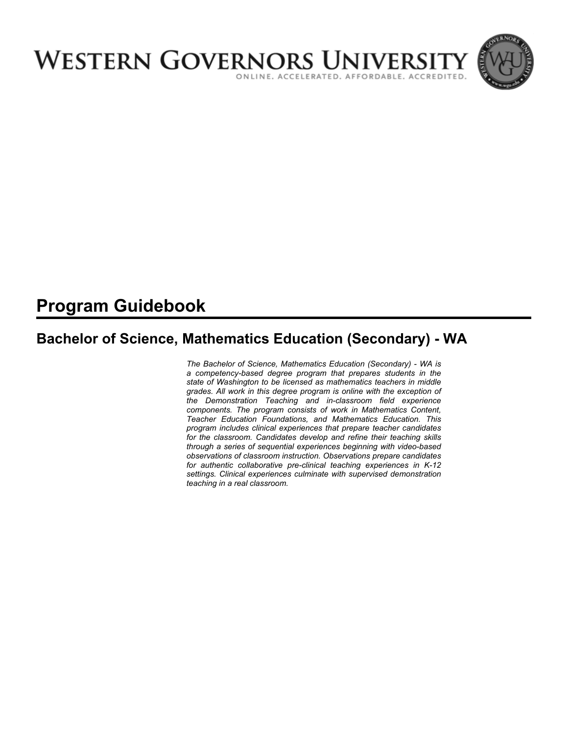# WESTERN GOVERNORS UNIVERSITY

ONLINE. ACCELERATED. AFFORDABLE. ACCREDITED.

# Program Guidebook

## Bachelor of Science, Mathematics Education (Secondary) - WA

*The Bachelor of Science, Mathematics Education (Secondary) - WA is a competency-based degree program that prepares students in the state of Washington to be licensed as mathematics teachers in middle grades. All work in this degree program is online with the exception of the Demonstration Teaching and in-classroom field experience components. The program consists of work in Mathematics Content, Teacher Education Foundations, and Mathematics Education. This program includes clinical experiences that prepare teacher candidates for the classroom. Candidates develop and refine their teaching skills through a series of sequential experiences beginning with video-based observations of classroom instruction. Observations prepare candidates for authentic collaborative pre-clinical teaching experiences in K-12 settings. Clinical experiences culminate with supervised demonstration teaching in a real classroom.*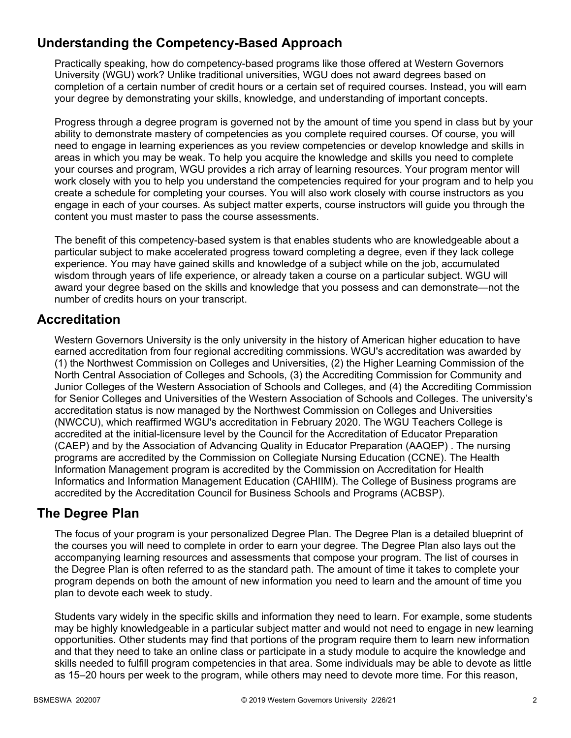## Understanding the Competency-Based Approach

Practically speaking, how do competency-based programs like those offered at Western Governors University (WGU) work? Unlike traditional universities, WGU does not award degrees based on completion of a certain number of credit hours or a certain set of required courses. Instead, you will earn your degree by demonstrating your skills, knowledge, and understanding of important concepts.

Progress through a degree program is governed not by the amount of time you spend in class but by your ability to demonstrate mastery of competencies as you complete required courses. Of course, you will need to engage in learning experiences as you review competencies or develop knowledge and skills in areas in which you may be weak. To help you acquire the knowledge and skills you need to complete your courses and program, WGU provides a rich array of learning resources. Your program mentor will work closely with you to help you understand the competencies required for your program and to help you create a schedule for completing your courses. You will also work closely with course instructors as you engage in each of your courses. As subject matter experts, course instructors will guide you through the content you must master to pass the course assessments.

The benefit of this competency-based system is that enables students who are knowledgeable about a particular subject to make accelerated progress toward completing a degree, even if they lack college experience. You may have gained skills and knowledge of a subject while on the job, accumulated wisdom through years of life experience, or already taken a course on a particular subject. WGU will award your degree based on the skills and knowledge that you possess and can demonstrate—not the number of credits hours on your transcript.

## Accreditation

Western Governors University is the only university in the history of American higher education to have earned accreditation from four regional accrediting commissions. WGU's accreditation was awarded by (1) the Northwest Commission on Colleges and Universities, (2) the Higher Learning Commission of the North Central Association of Colleges and Schools, (3) the Accrediting Commission for Community and Junior Colleges of the Western Association of Schools and Colleges, and (4) the Accrediting Commission for Senior Colleges and Universities of the Western Association of Schools and Colleges. The university's accreditation status is now managed by the Northwest Commission on Colleges and Universities (NWCCU), which reaffirmed WGU's accreditation in February 2020. The WGU Teachers College is accredited at the initial-licensure level by the Council for the Accreditation of Educator Preparation (CAEP) and by the Association of Advancing Quality in Educator Preparation (AAQEP) . The nursing programs are accredited by the Commission on Collegiate Nursing Education (CCNE). The Health Information Management program is accredited by the Commission on Accreditation for Health Informatics and Information Management Education (CAHIIM). The College of Business programs are accredited by the Accreditation Council for Business Schools and Programs (ACBSP).

## The Degree Plan

The focus of your program is your personalized Degree Plan. The Degree Plan is a detailed blueprint of the courses you will need to complete in order to earn your degree. The Degree Plan also lays out the accompanying learning resources and assessments that compose your program. The list of courses in the Degree Plan is often referred to as the standard path. The amount of time it takes to complete your program depends on both the amount of new information you need to learn and the amount of time you plan to devote each week to study.

Students vary widely in the specific skills and information they need to learn. For example, some students may be highly knowledgeable in a particular subject matter and would not need to engage in new learning opportunities. Other students may find that portions of the program require them to learn new information and that they need to take an online class or participate in a study module to acquire the knowledge and skills needed to fulfill program competencies in that area. Some individuals may be able to devote as little as 15–20 hours per week to the program, while others may need to devote more time. For this reason,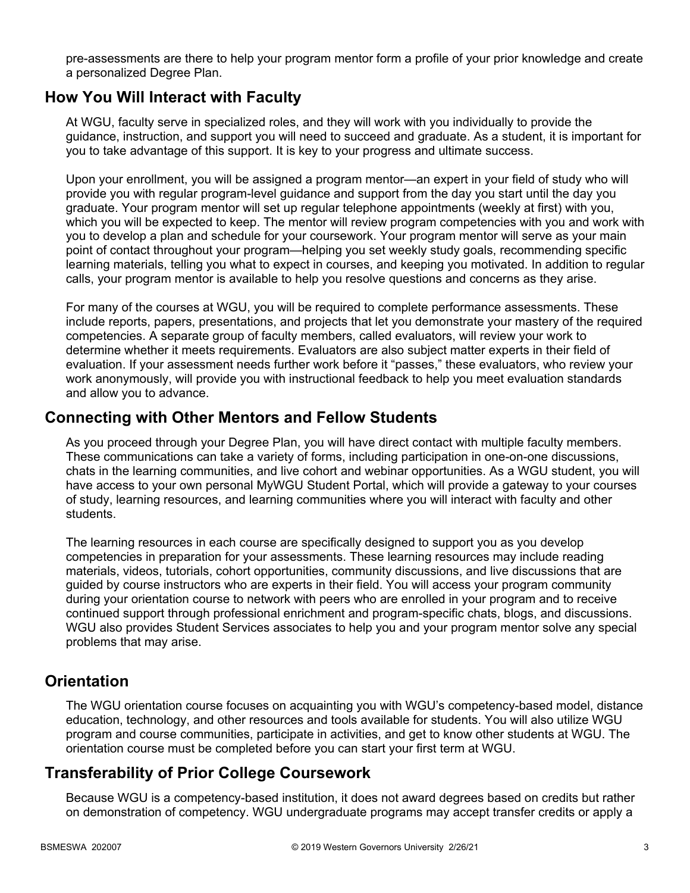pre-assessments are there to help your program mentor form a profile of your prior knowledge and create a personalized Degree Plan.

## How You Will Interact with Faculty

At WGU, faculty serve in specialized roles, and they will work with you individually to provide the guidance, instruction, and support you will need to succeed and graduate. As a student, it is important for you to take advantage of this support. It is key to your progress and ultimate success.

Upon your enrollment, you will be assigned a program mentor—an expert in your field of study who will provide you with regular program-level guidance and support from the day you start until the day you graduate. Your program mentor will set up regular telephone appointments (weekly at first) with you, which you will be expected to keep. The mentor will review program competencies with you and work with you to develop a plan and schedule for your coursework. Your program mentor will serve as your main point of contact throughout your program—helping you set weekly study goals, recommending specific learning materials, telling you what to expect in courses, and keeping you motivated. In addition to regular calls, your program mentor is available to help you resolve questions and concerns as they arise.

For many of the courses at WGU, you will be required to complete performance assessments. These include reports, papers, presentations, and projects that let you demonstrate your mastery of the required competencies. A separate group of faculty members, called evaluators, will review your work to determine whether it meets requirements. Evaluators are also subject matter experts in their field of evaluation. If your assessment needs further work before it "passes," these evaluators, who review your work anonymously, will provide you with instructional feedback to help you meet evaluation standards and allow you to advance.

## Connecting with Other Mentors and Fellow Students

As you proceed through your Degree Plan, you will have direct contact with multiple faculty members. These communications can take a variety of forms, including participation in one-on-one discussions, chats in the learning communities, and live cohort and webinar opportunities. As a WGU student, you will have access to your own personal MyWGU Student Portal, which will provide a gateway to your courses of study, learning resources, and learning communities where you will interact with faculty and other students.

The learning resources in each course are specifically designed to support you as you develop competencies in preparation for your assessments. These learning resources may include reading materials, videos, tutorials, cohort opportunities, community discussions, and live discussions that are guided by course instructors who are experts in their field. You will access your program community during your orientation course to network with peers who are enrolled in your program and to receive continued support through professional enrichment and program-specific chats, blogs, and discussions. WGU also provides Student Services associates to help you and your program mentor solve any special problems that may arise.

## Orientation

The WGU orientation course focuses on acquainting you with WGU's competency-based model, distance education, technology, and other resources and tools available for students. You will also utilize WGU program and course communities, participate in activities, and get to know other students at WGU. The orientation course must be completed before you can start your first term at WGU.

## Transferability of Prior College Coursework

Because WGU is a competency-based institution, it does not award degrees based on credits but rather on demonstration of competency. WGU undergraduate programs may accept transfer credits or apply a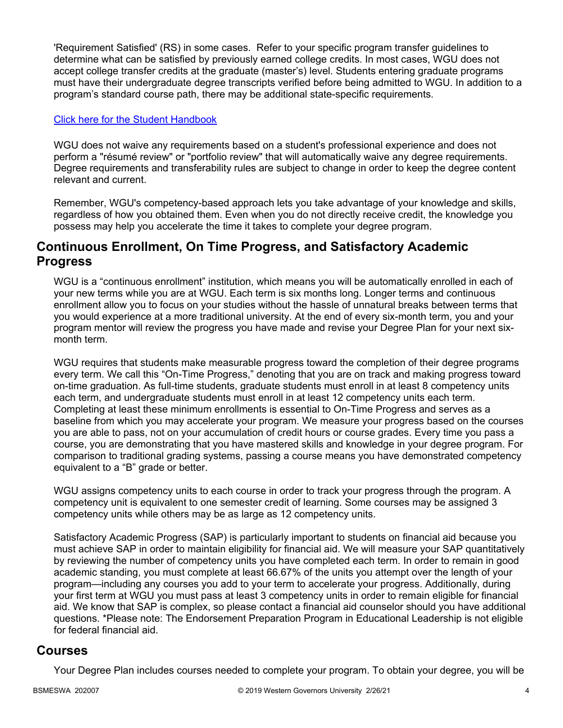'Requirement Satisfied' (RS) in some cases. Refer to your specific program transfer guidelines to determine what can be satisfied by previously earned college credits. In most cases, WGU does not accept college transfer credits at the graduate (master's) level. Students entering graduate programs must have their undergraduate degree transcripts verified before being admitted to WGU. In addition to a program's standard course path, there may be additional state-specific requirements.

[Click here for the Student Handbook]

WGU does not waive any requirements based on a student's professional experience and does not perform a "résumé review" or "portfolio review" that will automatically waive any degree requirements. Degree requirements and transferability rules are subject to change in order to keep the degree content relevant and current.

Remember, WGU's competency-based approach lets you take advantage of your knowledge and skills, regardless of how you obtained them. Even when you do not directly receive credit, the knowledge you possess may help you accelerate the time it takes to complete your degree program.

## Continuous Enrollment, On Time Progress, and Satisfactory Academic Progress

WGU is a "continuous enrollment" institution, which means you will be automatically enrolled in each of your new terms while you are at WGU. Each term is six months long. Longer terms and continuous enrollment allow you to focus on your studies without the hassle of unnatural breaks between terms that you would experience at a more traditional university. At the end of every six-month term, you and your program mentor will review the progress you have made and revise your Degree Plan for your next six-month term.

WGU requires that students make measurable progress toward the completion of their degree programs every term. We call this "On-Time Progress," denoting that you are on track and making progress toward on-time graduation. As full-time students, graduate students must enroll in at least 8 competency units each term, and undergraduate students must enroll in at least 12 competency units each term. Completing at least these minimum enrollments is essential to On-Time Progress and serves as a baseline from which you may accelerate your program. We measure your progress based on the courses you are able to pass, not on your accumulation of credit hours or course grades. Every time you pass a course, you are demonstrating that you have mastered skills and knowledge in your degree program. For comparison to traditional grading systems, passing a course means you have demonstrated competency equivalent to a "B" grade or better.

WGU assigns competency units to each course in order to track your progress through the program. A competency unit is equivalent to one semester credit of learning. Some courses may be assigned 3 competency units while others may be as large as 12 competency units.

Satisfactory Academic Progress (SAP) is particularly important to students on financial aid because you must achieve SAP in order to maintain eligibility for financial aid. We will measure your SAP quantitatively by reviewing the number of competency units you have completed each term. In order to remain in good academic standing, you must complete at least 66.67% of the units you attempt over the length of your program—including any courses you add to your term to accelerate your progress. Additionally, during your first term at WGU you must pass at least 3 competency units in order to remain eligible for financial aid. We know that SAP is complex, so please contact a financial aid counselor should you have additional questions. *Please note: The Endorsement Preparation Program in Educational Leadership is not eligible for federal financial aid.

## Courses

Your Degree Plan includes courses needed to complete your program. To obtain your degree, you will be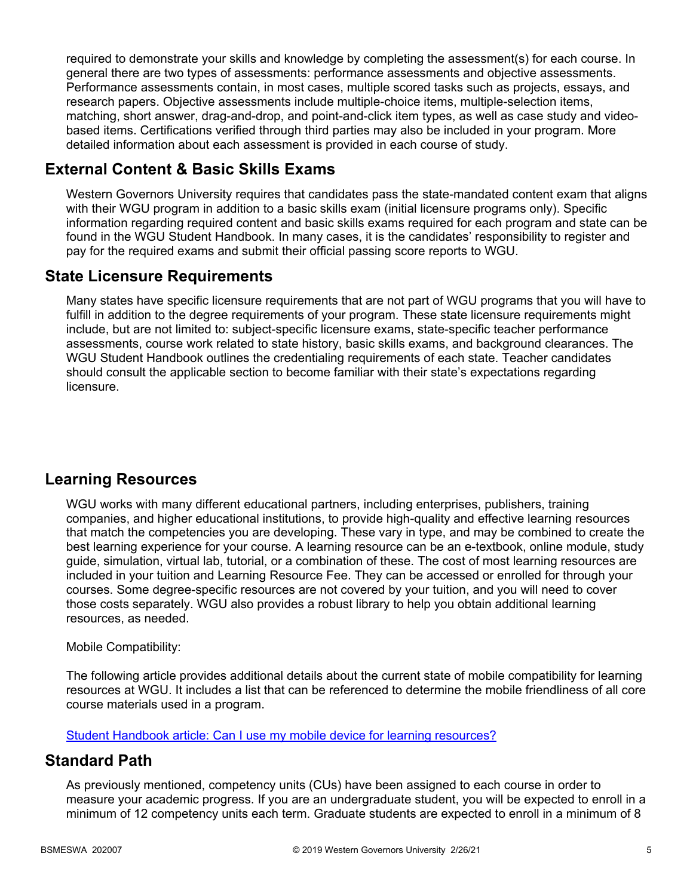required to demonstrate your skills and knowledge by completing the assessment(s) for each course. In general there are two types of assessments: performance assessments and objective assessments. Performance assessments contain, in most cases, multiple scored tasks such as projects, essays, and research papers. Objective assessments include multiple-choice items, multiple-selection items, matching, short answer, drag-and-drop, and point-and-click item types, as well as case study and video-based items. Certifications verified through third parties may also be included in your program. More detailed information about each assessment is provided in each course of study.

## External Content & Basic Skills Exams

Western Governors University requires that candidates pass the state-mandated content exam that aligns with their WGU program in addition to a basic skills exam (initial licensure programs only). Specific information regarding required content and basic skills exams required for each program and state can be found in the WGU Student Handbook. In many cases, it is the candidates' responsibility to register and pay for the required exams and submit their official passing score reports to WGU.

## State Licensure Requirements

Many states have specific licensure requirements that are not part of WGU programs that you will have to fulfill in addition to the degree requirements of your program. These state licensure requirements might include, but are not limited to: subject-specific licensure exams, state-specific teacher performance assessments, course work related to state history, basic skills exams, and background clearances. The WGU Student Handbook outlines the credentialing requirements of each state. Teacher candidates should consult the applicable section to become familiar with their state's expectations regarding licensure.

## Learning Resources

WGU works with many different educational partners, including enterprises, publishers, training companies, and higher educational institutions, to provide high-quality and effective learning resources that match the competencies you are developing. These vary in type, and may be combined to create the best learning experience for your course. A learning resource can be an e-textbook, online module, study guide, simulation, virtual lab, tutorial, or a combination of these. The cost of most learning resources are included in your tuition and Learning Resource Fee. They can be accessed or enrolled for through your courses. Some degree-specific resources are not covered by your tuition, and you will need to cover those costs separately. WGU also provides a robust library to help you obtain additional learning resources, as needed.

Mobile Compatibility:

The following article provides additional details about the current state of mobile compatibility for learning resources at WGU. It includes a list that can be referenced to determine the mobile friendliness of all core course materials used in a program.

Student Handbook article: Can I use my mobile device for learning resources?

## Standard Path

As previously mentioned, competency units (CUs) have been assigned to each course in order to measure your academic progress. If you are an undergraduate student, you will be expected to enroll in a minimum of 12 competency units each term. Graduate students are expected to enroll in a minimum of 8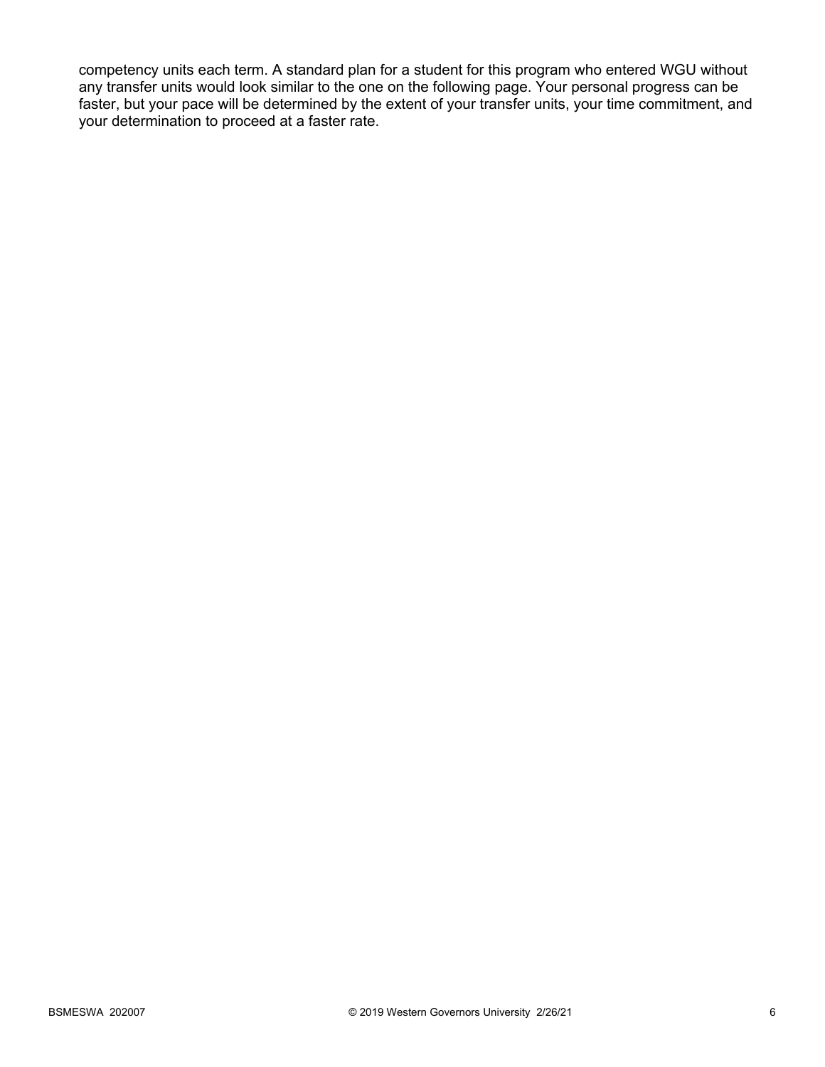competency units each term. A standard plan for a student for this program who entered WGU without any transfer units would look similar to the one on the following page. Your personal progress can be faster, but your pace will be determined by the extent of your transfer units, your time commitment, and your determination to proceed at a faster rate.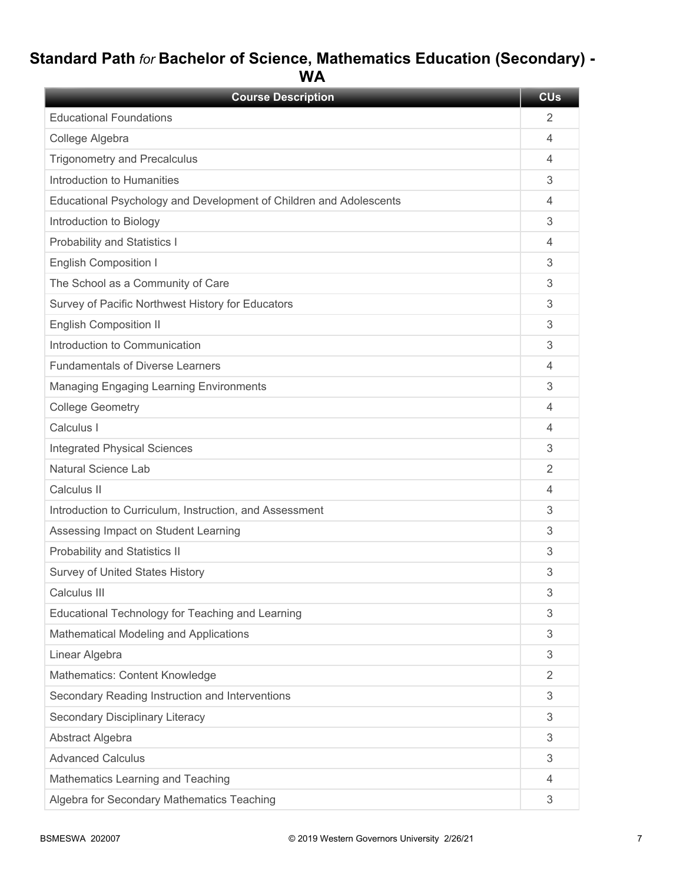## Standard Path *for* Bachelor of Science, Mathematics Education (Secondary) - WA

| Course Description | CUs |
| --- | --- |
| Educational Foundations | 2 |
| College Algebra | 4 |
| Trigonometry and Precalculus | 4 |
| Introduction to Humanities | 3 |
| Educational Psychology and Development of Children and Adolescents | 4 |
| Introduction to Biology | 3 |
| Probability and Statistics I | 4 |
| English Composition I | 3 |
| The School as a Community of Care | 3 |
| Survey of Pacific Northwest History for Educators | 3 |
| English Composition II | 3 |
| Introduction to Communication | 3 |
| Fundamentals of Diverse Learners | 4 |
| Managing Engaging Learning Environments | 3 |
| College Geometry | 4 |
| Calculus I | 4 |
| Integrated Physical Sciences | 3 |
| Natural Science Lab | 2 |
| Calculus II | 4 |
| Introduction to Curriculum, Instruction, and Assessment | 3 |
| Assessing Impact on Student Learning | 3 |
| Probability and Statistics II | 3 |
| Survey of United States History | 3 |
| Calculus III | 3 |
| Educational Technology for Teaching and Learning | 3 |
| Mathematical Modeling and Applications | 3 |
| Linear Algebra | 3 |
| Mathematics: Content Knowledge | 2 |
| Secondary Reading Instruction and Interventions | 3 |
| Secondary Disciplinary Literacy | 3 |
| Abstract Algebra | 3 |
| Advanced Calculus | 3 |
| Mathematics Learning and Teaching | 4 |
| Algebra for Secondary Mathematics Teaching | 3 |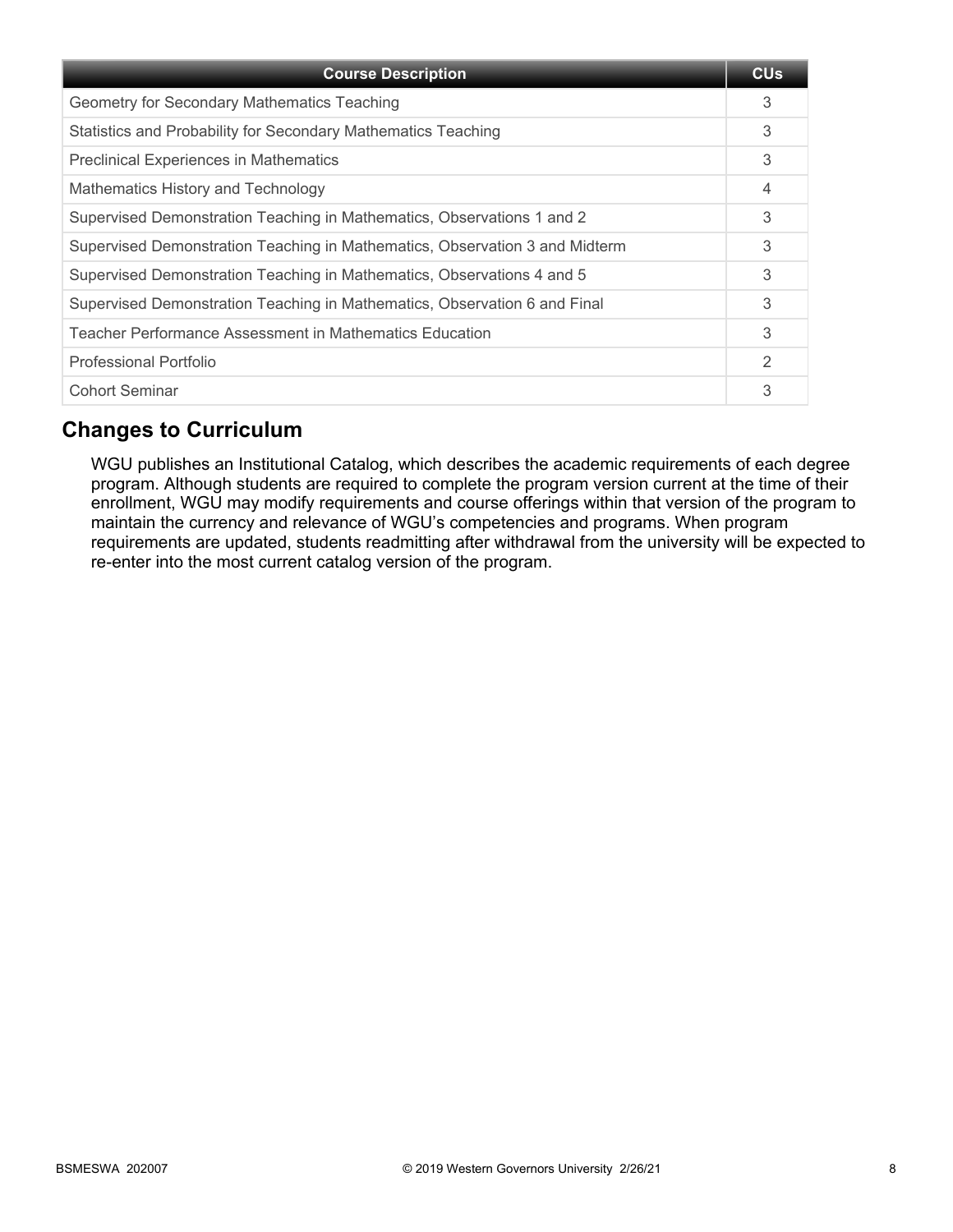| Course Description | CUs |
|---|---|
| Geometry for Secondary Mathematics Teaching | 3 |
| Statistics and Probability for Secondary Mathematics Teaching | 3 |
| Preclinical Experiences in Mathematics | 3 |
| Mathematics History and Technology | 4 |
| Supervised Demonstration Teaching in Mathematics, Observations 1 and 2 | 3 |
| Supervised Demonstration Teaching in Mathematics, Observation 3 and Midterm | 3 |
| Supervised Demonstration Teaching in Mathematics, Observations 4 and 5 | 3 |
| Supervised Demonstration Teaching in Mathematics, Observation 6 and Final | 3 |
| Teacher Performance Assessment in Mathematics Education | 3 |
| Professional Portfolio | 2 |
| Cohort Seminar | 3 |

## Changes to Curriculum

WGU publishes an Institutional Catalog, which describes the academic requirements of each degree program. Although students are required to complete the program version current at the time of their enrollment, WGU may modify requirements and course offerings within that version of the program to maintain the currency and relevance of WGU's competencies and programs. When program requirements are updated, students readmitting after withdrawal from the university will be expected to re-enter into the most current catalog version of the program.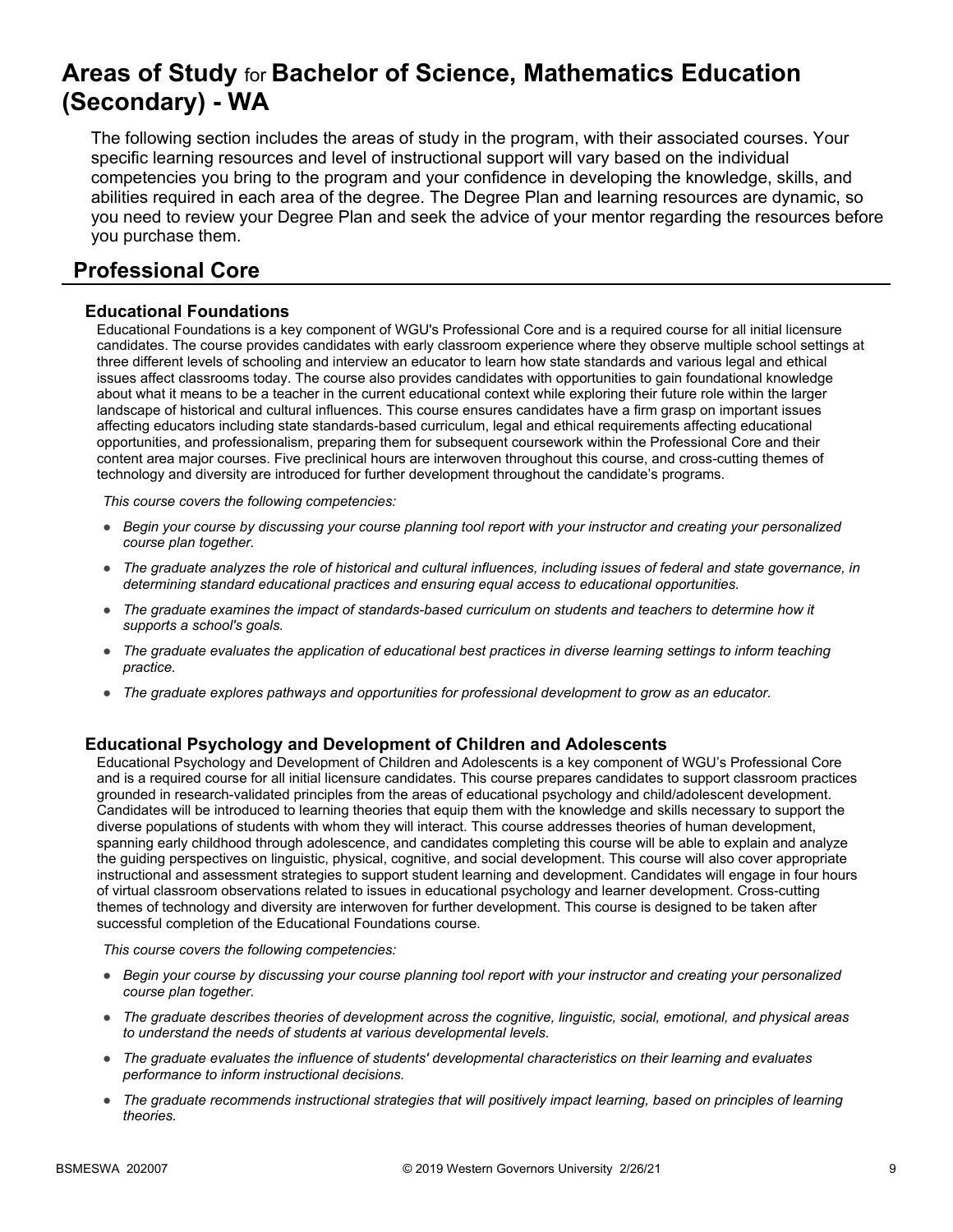# Areas of Study for Bachelor of Science, Mathematics Education (Secondary) - WA

The following section includes the areas of study in the program, with their associated courses. Your specific learning resources and level of instructional support will vary based on the individual competencies you bring to the program and your confidence in developing the knowledge, skills, and abilities required in each area of the degree. The Degree Plan and learning resources are dynamic, so you need to review your Degree Plan and seek the advice of your mentor regarding the resources before you purchase them.

## Professional Core

### Educational Foundations

Educational Foundations is a key component of WGU's Professional Core and is a required course for all initial licensure candidates. The course provides candidates with early classroom experience where they observe multiple school settings at three different levels of schooling and interview an educator to learn how state standards and various legal and ethical issues affect classrooms today. The course also provides candidates with opportunities to gain foundational knowledge about what it means to be a teacher in the current educational context while exploring their future role within the larger landscape of historical and cultural influences. This course ensures candidates have a firm grasp on important issues affecting educators including state standards-based curriculum, legal and ethical requirements affecting educational opportunities, and professionalism, preparing them for subsequent coursework within the Professional Core and their content area major courses. Five preclinical hours are interwoven throughout this course, and cross-cutting themes of technology and diversity are introduced for further development throughout the candidate's programs.

*This course covers the following competencies:*

- *Begin your course by discussing your course planning tool report with your instructor and creating your personalized course plan together.*
- *The graduate analyzes the role of historical and cultural influences, including issues of federal and state governance, in determining standard educational practices and ensuring equal access to educational opportunities.*
- *The graduate examines the impact of standards-based curriculum on students and teachers to determine how it supports a school's goals.*
- *The graduate evaluates the application of educational best practices in diverse learning settings to inform teaching practice.*
- *The graduate explores pathways and opportunities for professional development to grow as an educator.*

### Educational Psychology and Development of Children and Adolescents

Educational Psychology and Development of Children and Adolescents is a key component of WGU's Professional Core and is a required course for all initial licensure candidates. This course prepares candidates to support classroom practices grounded in research-validated principles from the areas of educational psychology and child/adolescent development. Candidates will be introduced to learning theories that equip them with the knowledge and skills necessary to support the diverse populations of students with whom they will interact. This course addresses theories of human development, spanning early childhood through adolescence, and candidates completing this course will be able to explain and analyze the guiding perspectives on linguistic, physical, cognitive, and social development. This course will also cover appropriate instructional and assessment strategies to support student learning and development. Candidates will engage in four hours of virtual classroom observations related to issues in educational psychology and learner development. Cross-cutting themes of technology and diversity are interwoven for further development. This course is designed to be taken after successful completion of the Educational Foundations course.

*This course covers the following competencies:*

- *Begin your course by discussing your course planning tool report with your instructor and creating your personalized course plan together.*
- *The graduate describes theories of development across the cognitive, linguistic, social, emotional, and physical areas to understand the needs of students at various developmental levels.*
- *The graduate evaluates the influence of students' developmental characteristics on their learning and evaluates performance to inform instructional decisions.*
- *The graduate recommends instructional strategies that will positively impact learning, based on principles of learning theories.*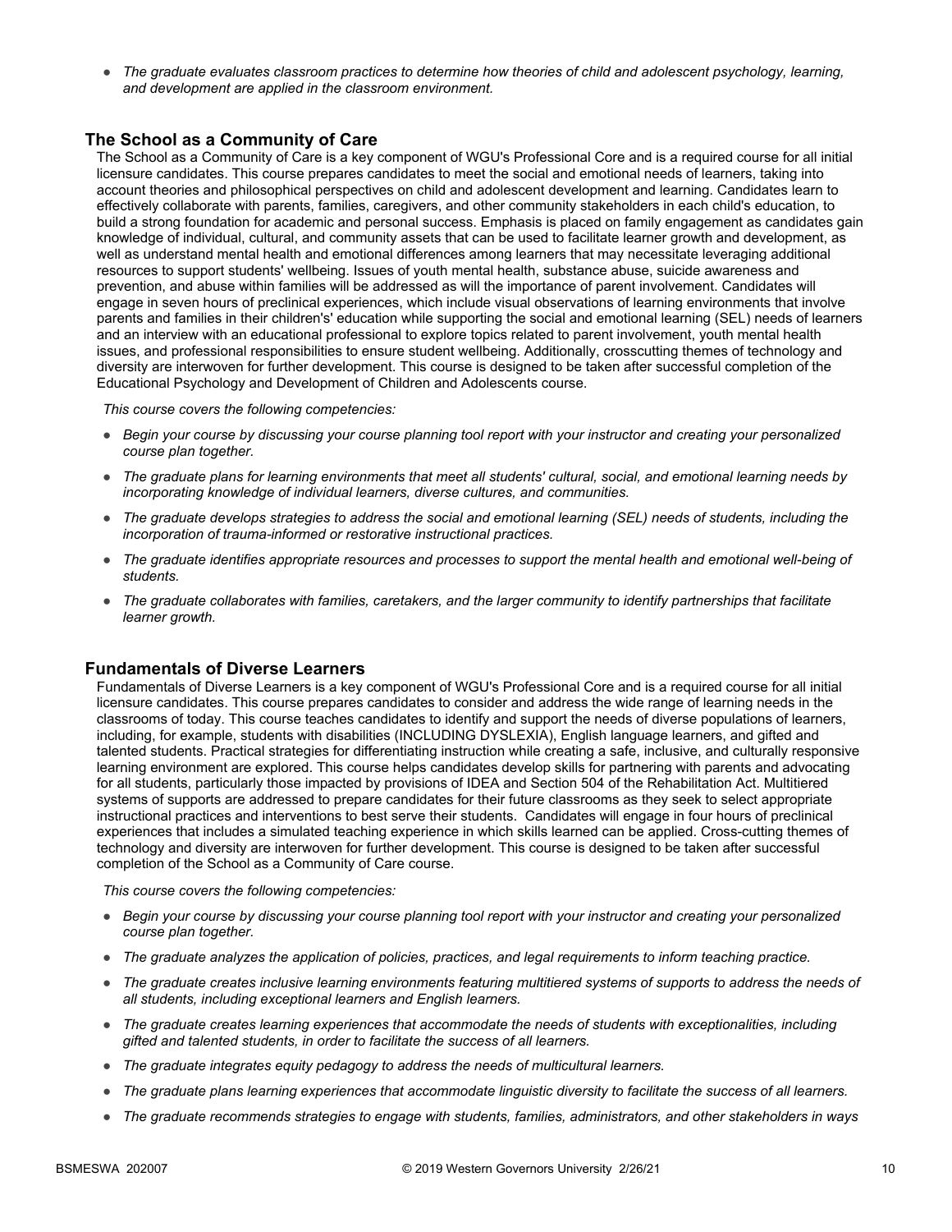- *The graduate evaluates classroom practices to determine how theories of child and adolescent psychology, learning, and development are applied in the classroom environment.*

## The School as a Community of Care

The School as a Community of Care is a key component of WGU's Professional Core and is a required course for all initial licensure candidates. This course prepares candidates to meet the social and emotional needs of learners, taking into account theories and philosophical perspectives on child and adolescent development and learning. Candidates learn to effectively collaborate with parents, families, caregivers, and other community stakeholders in each child's education, to build a strong foundation for academic and personal success. Emphasis is placed on family engagement as candidates gain knowledge of individual, cultural, and community assets that can be used to facilitate learner growth and development, as well as understand mental health and emotional differences among learners that may necessitate leveraging additional resources to support students' wellbeing. Issues of youth mental health, substance abuse, suicide awareness and prevention, and abuse within families will be addressed as will the importance of parent involvement. Candidates will engage in seven hours of preclinical experiences, which include visual observations of learning environments that involve parents and families in their children's' education while supporting the social and emotional learning (SEL) needs of learners and an interview with an educational professional to explore topics related to parent involvement, youth mental health issues, and professional responsibilities to ensure student wellbeing. Additionally, crosscutting themes of technology and diversity are interwoven for further development. This course is designed to be taken after successful completion of the Educational Psychology and Development of Children and Adolescents course.

*This course covers the following competencies:*

- *Begin your course by discussing your course planning tool report with your instructor and creating your personalized course plan together.*
- *The graduate plans for learning environments that meet all students' cultural, social, and emotional learning needs by incorporating knowledge of individual learners, diverse cultures, and communities.*
- *The graduate develops strategies to address the social and emotional learning (SEL) needs of students, including the incorporation of trauma-informed or restorative instructional practices.*
- *The graduate identifies appropriate resources and processes to support the mental health and emotional well-being of students.*
- *The graduate collaborates with families, caretakers, and the larger community to identify partnerships that facilitate learner growth.*

## Fundamentals of Diverse Learners

Fundamentals of Diverse Learners is a key component of WGU's Professional Core and is a required course for all initial licensure candidates. This course prepares candidates to consider and address the wide range of learning needs in the classrooms of today. This course teaches candidates to identify and support the needs of diverse populations of learners, including, for example, students with disabilities (INCLUDING DYSLEXIA), English language learners, and gifted and talented students. Practical strategies for differentiating instruction while creating a safe, inclusive, and culturally responsive learning environment are explored. This course helps candidates develop skills for partnering with parents and advocating for all students, particularly those impacted by provisions of IDEA and Section 504 of the Rehabilitation Act. Multitiered systems of supports are addressed to prepare candidates for their future classrooms as they seek to select appropriate instructional practices and interventions to best serve their students. Candidates will engage in four hours of preclinical experiences that includes a simulated teaching experience in which skills learned can be applied. Cross-cutting themes of technology and diversity are interwoven for further development. This course is designed to be taken after successful completion of the School as a Community of Care course.

*This course covers the following competencies:*

- *Begin your course by discussing your course planning tool report with your instructor and creating your personalized course plan together.*
- *The graduate analyzes the application of policies, practices, and legal requirements to inform teaching practice.*
- *The graduate creates inclusive learning environments featuring multitiered systems of supports to address the needs of all students, including exceptional learners and English learners.*
- *The graduate creates learning experiences that accommodate the needs of students with exceptionalities, including gifted and talented students, in order to facilitate the success of all learners.*
- *The graduate integrates equity pedagogy to address the needs of multicultural learners.*
- *The graduate plans learning experiences that accommodate linguistic diversity to facilitate the success of all learners.*
- *The graduate recommends strategies to engage with students, families, administrators, and other stakeholders in ways*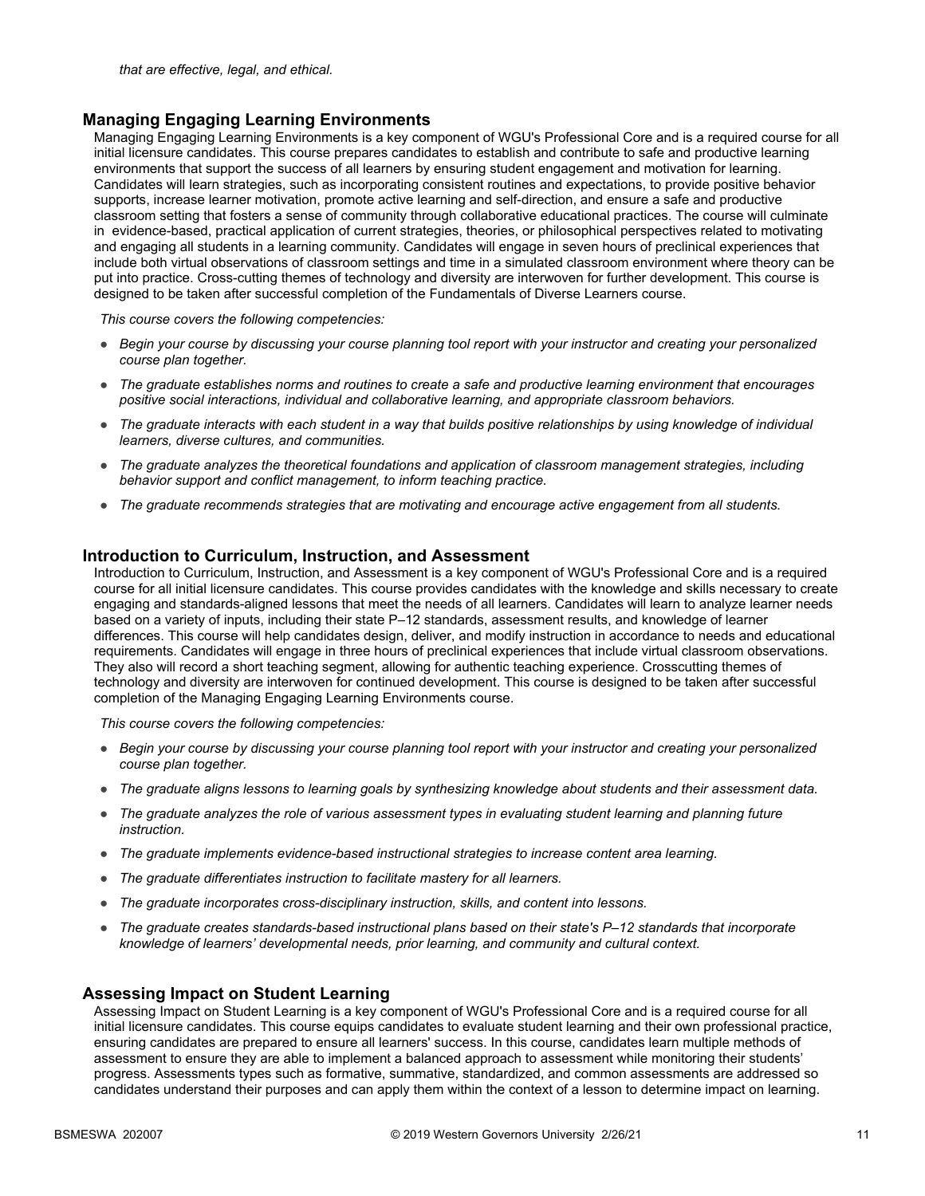*that are effective, legal, and ethical.*

### Managing Engaging Learning Environments

Managing Engaging Learning Environments is a key component of WGU's Professional Core and is a required course for all initial licensure candidates. This course prepares candidates to establish and contribute to safe and productive learning environments that support the success of all learners by ensuring student engagement and motivation for learning. Candidates will learn strategies, such as incorporating consistent routines and expectations, to provide positive behavior supports, increase learner motivation, promote active learning and self-direction, and ensure a safe and productive classroom setting that fosters a sense of community through collaborative educational practices. The course will culminate in evidence-based, practical application of current strategies, theories, or philosophical perspectives related to motivating and engaging all students in a learning community. Candidates will engage in seven hours of preclinical experiences that include both virtual observations of classroom settings and time in a simulated classroom environment where theory can be put into practice. Cross-cutting themes of technology and diversity are interwoven for further development. This course is designed to be taken after successful completion of the Fundamentals of Diverse Learners course.

*This course covers the following competencies:*

- *Begin your course by discussing your course planning tool report with your instructor and creating your personalized course plan together.*
- *The graduate establishes norms and routines to create a safe and productive learning environment that encourages positive social interactions, individual and collaborative learning, and appropriate classroom behaviors.*
- *The graduate interacts with each student in a way that builds positive relationships by using knowledge of individual learners, diverse cultures, and communities.*
- *The graduate analyzes the theoretical foundations and application of classroom management strategies, including behavior support and conflict management, to inform teaching practice.*
- *The graduate recommends strategies that are motivating and encourage active engagement from all students.*

### Introduction to Curriculum, Instruction, and Assessment

Introduction to Curriculum, Instruction, and Assessment is a key component of WGU's Professional Core and is a required course for all initial licensure candidates. This course provides candidates with the knowledge and skills necessary to create engaging and standards-aligned lessons that meet the needs of all learners. Candidates will learn to analyze learner needs based on a variety of inputs, including their state P–12 standards, assessment results, and knowledge of learner differences. This course will help candidates design, deliver, and modify instruction in accordance to needs and educational requirements. Candidates will engage in three hours of preclinical experiences that include virtual classroom observations. They also will record a short teaching segment, allowing for authentic teaching experience. Crosscutting themes of technology and diversity are interwoven for continued development. This course is designed to be taken after successful completion of the Managing Engaging Learning Environments course.

*This course covers the following competencies:*

- *Begin your course by discussing your course planning tool report with your instructor and creating your personalized course plan together.*
- *The graduate aligns lessons to learning goals by synthesizing knowledge about students and their assessment data.*
- *The graduate analyzes the role of various assessment types in evaluating student learning and planning future instruction.*
- *The graduate implements evidence-based instructional strategies to increase content area learning.*
- *The graduate differentiates instruction to facilitate mastery for all learners.*
- *The graduate incorporates cross-disciplinary instruction, skills, and content into lessons.*
- *The graduate creates standards-based instructional plans based on their state's P–12 standards that incorporate knowledge of learners' developmental needs, prior learning, and community and cultural context.*

### Assessing Impact on Student Learning

Assessing Impact on Student Learning is a key component of WGU's Professional Core and is a required course for all initial licensure candidates. This course equips candidates to evaluate student learning and their own professional practice, ensuring candidates are prepared to ensure all learners' success. In this course, candidates learn multiple methods of assessment to ensure they are able to implement a balanced approach to assessment while monitoring their students' progress. Assessments types such as formative, summative, standardized, and common assessments are addressed so candidates understand their purposes and can apply them within the context of a lesson to determine impact on learning.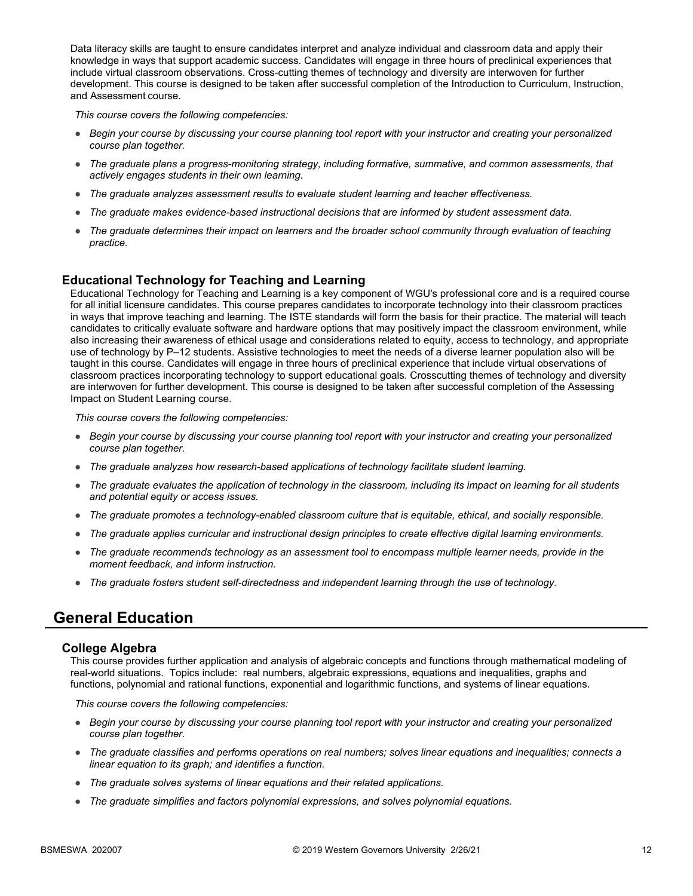Data literacy skills are taught to ensure candidates interpret and analyze individual and classroom data and apply their knowledge in ways that support academic success. Candidates will engage in three hours of preclinical experiences that include virtual classroom observations. Cross-cutting themes of technology and diversity are interwoven for further development. This course is designed to be taken after successful completion of the Introduction to Curriculum, Instruction, and Assessment course.

*This course covers the following competencies:*

- *Begin your course by discussing your course planning tool report with your instructor and creating your personalized course plan together.*
- *The graduate plans a progress-monitoring strategy, including formative, summative, and common assessments, that actively engages students in their own learning.*
- *The graduate analyzes assessment results to evaluate student learning and teacher effectiveness.*
- *The graduate makes evidence-based instructional decisions that are informed by student assessment data.*
- *The graduate determines their impact on learners and the broader school community through evaluation of teaching practice.*

### Educational Technology for Teaching and Learning

Educational Technology for Teaching and Learning is a key component of WGU's professional core and is a required course for all initial licensure candidates. This course prepares candidates to incorporate technology into their classroom practices in ways that improve teaching and learning. The ISTE standards will form the basis for their practice. The material will teach candidates to critically evaluate software and hardware options that may positively impact the classroom environment, while also increasing their awareness of ethical usage and considerations related to equity, access to technology, and appropriate use of technology by P–12 students. Assistive technologies to meet the needs of a diverse learner population also will be taught in this course. Candidates will engage in three hours of preclinical experience that include virtual observations of classroom practices incorporating technology to support educational goals. Crosscutting themes of technology and diversity are interwoven for further development. This course is designed to be taken after successful completion of the Assessing Impact on Student Learning course.

*This course covers the following competencies:*

- *Begin your course by discussing your course planning tool report with your instructor and creating your personalized course plan together.*
- *The graduate analyzes how research-based applications of technology facilitate student learning.*
- *The graduate evaluates the application of technology in the classroom, including its impact on learning for all students and potential equity or access issues.*
- *The graduate promotes a technology-enabled classroom culture that is equitable, ethical, and socially responsible.*
- *The graduate applies curricular and instructional design principles to create effective digital learning environments.*
- *The graduate recommends technology as an assessment tool to encompass multiple learner needs, provide in the moment feedback, and inform instruction.*
- *The graduate fosters student self-directedness and independent learning through the use of technology.*

## General Education

### College Algebra

This course provides further application and analysis of algebraic concepts and functions through mathematical modeling of real-world situations. Topics include: real numbers, algebraic expressions, equations and inequalities, graphs and functions, polynomial and rational functions, exponential and logarithmic functions, and systems of linear equations.

*This course covers the following competencies:*

- *Begin your course by discussing your course planning tool report with your instructor and creating your personalized course plan together.*
- *The graduate classifies and performs operations on real numbers; solves linear equations and inequalities; connects a linear equation to its graph; and identifies a function.*
- *The graduate solves systems of linear equations and their related applications.*
- *The graduate simplifies and factors polynomial expressions, and solves polynomial equations.*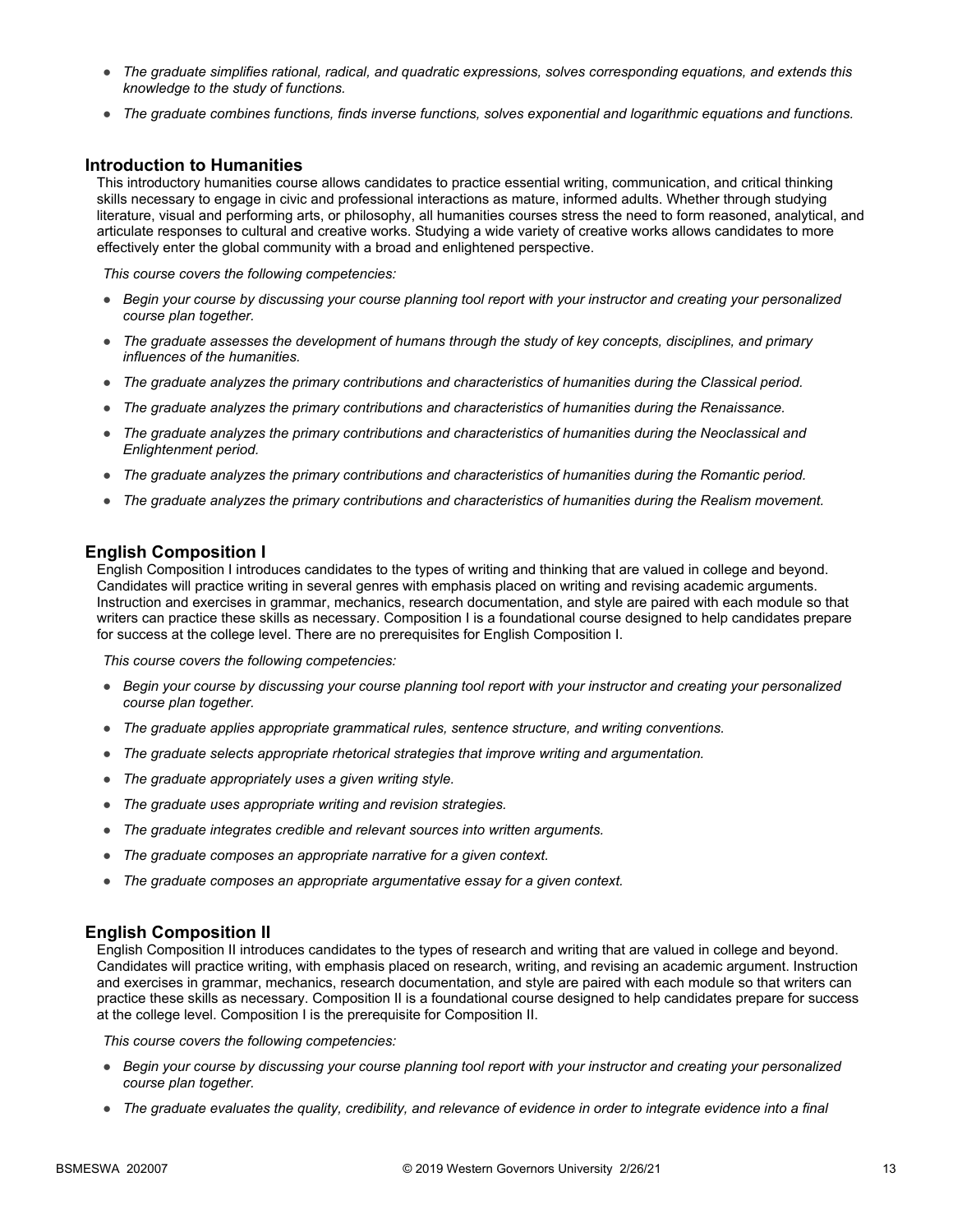- *The graduate simplifies rational, radical, and quadratic expressions, solves corresponding equations, and extends this knowledge to the study of functions.*
- *The graduate combines functions, finds inverse functions, solves exponential and logarithmic equations and functions.*

## Introduction to Humanities

This introductory humanities course allows candidates to practice essential writing, communication, and critical thinking skills necessary to engage in civic and professional interactions as mature, informed adults. Whether through studying literature, visual and performing arts, or philosophy, all humanities courses stress the need to form reasoned, analytical, and articulate responses to cultural and creative works. Studying a wide variety of creative works allows candidates to more effectively enter the global community with a broad and enlightened perspective.

*This course covers the following competencies:*

- *Begin your course by discussing your course planning tool report with your instructor and creating your personalized course plan together.*
- *The graduate assesses the development of humans through the study of key concepts, disciplines, and primary influences of the humanities.*
- *The graduate analyzes the primary contributions and characteristics of humanities during the Classical period.*
- *The graduate analyzes the primary contributions and characteristics of humanities during the Renaissance.*
- *The graduate analyzes the primary contributions and characteristics of humanities during the Neoclassical and Enlightenment period.*
- *The graduate analyzes the primary contributions and characteristics of humanities during the Romantic period.*
- *The graduate analyzes the primary contributions and characteristics of humanities during the Realism movement.*

## English Composition I

English Composition I introduces candidates to the types of writing and thinking that are valued in college and beyond. Candidates will practice writing in several genres with emphasis placed on writing and revising academic arguments. Instruction and exercises in grammar, mechanics, research documentation, and style are paired with each module so that writers can practice these skills as necessary. Composition I is a foundational course designed to help candidates prepare for success at the college level. There are no prerequisites for English Composition I.

*This course covers the following competencies:*

- *Begin your course by discussing your course planning tool report with your instructor and creating your personalized course plan together.*
- *The graduate applies appropriate grammatical rules, sentence structure, and writing conventions.*
- *The graduate selects appropriate rhetorical strategies that improve writing and argumentation.*
- *The graduate appropriately uses a given writing style.*
- *The graduate uses appropriate writing and revision strategies.*
- *The graduate integrates credible and relevant sources into written arguments.*
- *The graduate composes an appropriate narrative for a given context.*
- *The graduate composes an appropriate argumentative essay for a given context.*

## English Composition II

English Composition II introduces candidates to the types of research and writing that are valued in college and beyond. Candidates will practice writing, with emphasis placed on research, writing, and revising an academic argument. Instruction and exercises in grammar, mechanics, research documentation, and style are paired with each module so that writers can practice these skills as necessary. Composition II is a foundational course designed to help candidates prepare for success at the college level. Composition I is the prerequisite for Composition II.

*This course covers the following competencies:*

- *Begin your course by discussing your course planning tool report with your instructor and creating your personalized course plan together.*
- *The graduate evaluates the quality, credibility, and relevance of evidence in order to integrate evidence into a final*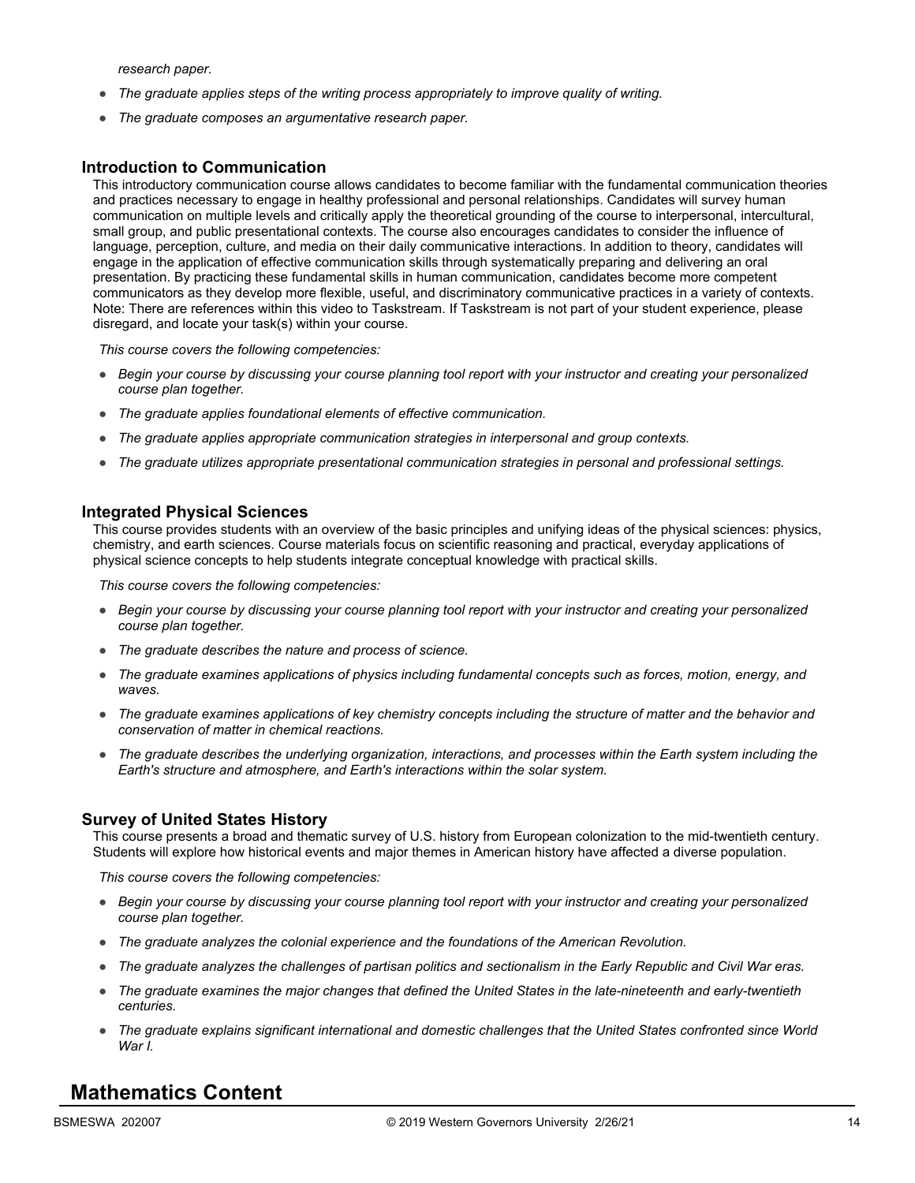*research paper.*

- *The graduate applies steps of the writing process appropriately to improve quality of writing.*
- *The graduate composes an argumentative research paper.*

### Introduction to Communication

This introductory communication course allows candidates to become familiar with the fundamental communication theories and practices necessary to engage in healthy professional and personal relationships. Candidates will survey human communication on multiple levels and critically apply the theoretical grounding of the course to interpersonal, intercultural, small group, and public presentational contexts. The course also encourages candidates to consider the influence of language, perception, culture, and media on their daily communicative interactions. In addition to theory, candidates will engage in the application of effective communication skills through systematically preparing and delivering an oral presentation. By practicing these fundamental skills in human communication, candidates become more competent communicators as they develop more flexible, useful, and discriminatory communicative practices in a variety of contexts. Note: There are references within this video to Taskstream. If Taskstream is not part of your student experience, please disregard, and locate your task(s) within your course.

*This course covers the following competencies:*

- *Begin your course by discussing your course planning tool report with your instructor and creating your personalized course plan together.*
- *The graduate applies foundational elements of effective communication.*
- *The graduate applies appropriate communication strategies in interpersonal and group contexts.*
- *The graduate utilizes appropriate presentational communication strategies in personal and professional settings.*

### Integrated Physical Sciences

This course provides students with an overview of the basic principles and unifying ideas of the physical sciences: physics, chemistry, and earth sciences. Course materials focus on scientific reasoning and practical, everyday applications of physical science concepts to help students integrate conceptual knowledge with practical skills.

*This course covers the following competencies:*

- *Begin your course by discussing your course planning tool report with your instructor and creating your personalized course plan together.*
- *The graduate describes the nature and process of science.*
- *The graduate examines applications of physics including fundamental concepts such as forces, motion, energy, and waves.*
- *The graduate examines applications of key chemistry concepts including the structure of matter and the behavior and conservation of matter in chemical reactions.*
- *The graduate describes the underlying organization, interactions, and processes within the Earth system including the Earth's structure and atmosphere, and Earth's interactions within the solar system.*

### Survey of United States History

This course presents a broad and thematic survey of U.S. history from European colonization to the mid-twentieth century. Students will explore how historical events and major themes in American history have affected a diverse population.

*This course covers the following competencies:*

- *Begin your course by discussing your course planning tool report with your instructor and creating your personalized course plan together.*
- *The graduate analyzes the colonial experience and the foundations of the American Revolution.*
- *The graduate analyzes the challenges of partisan politics and sectionalism in the Early Republic and Civil War eras.*
- *The graduate examines the major changes that defined the United States in the late-nineteenth and early-twentieth centuries.*
- *The graduate explains significant international and domestic challenges that the United States confronted since World War I.*

## Mathematics Content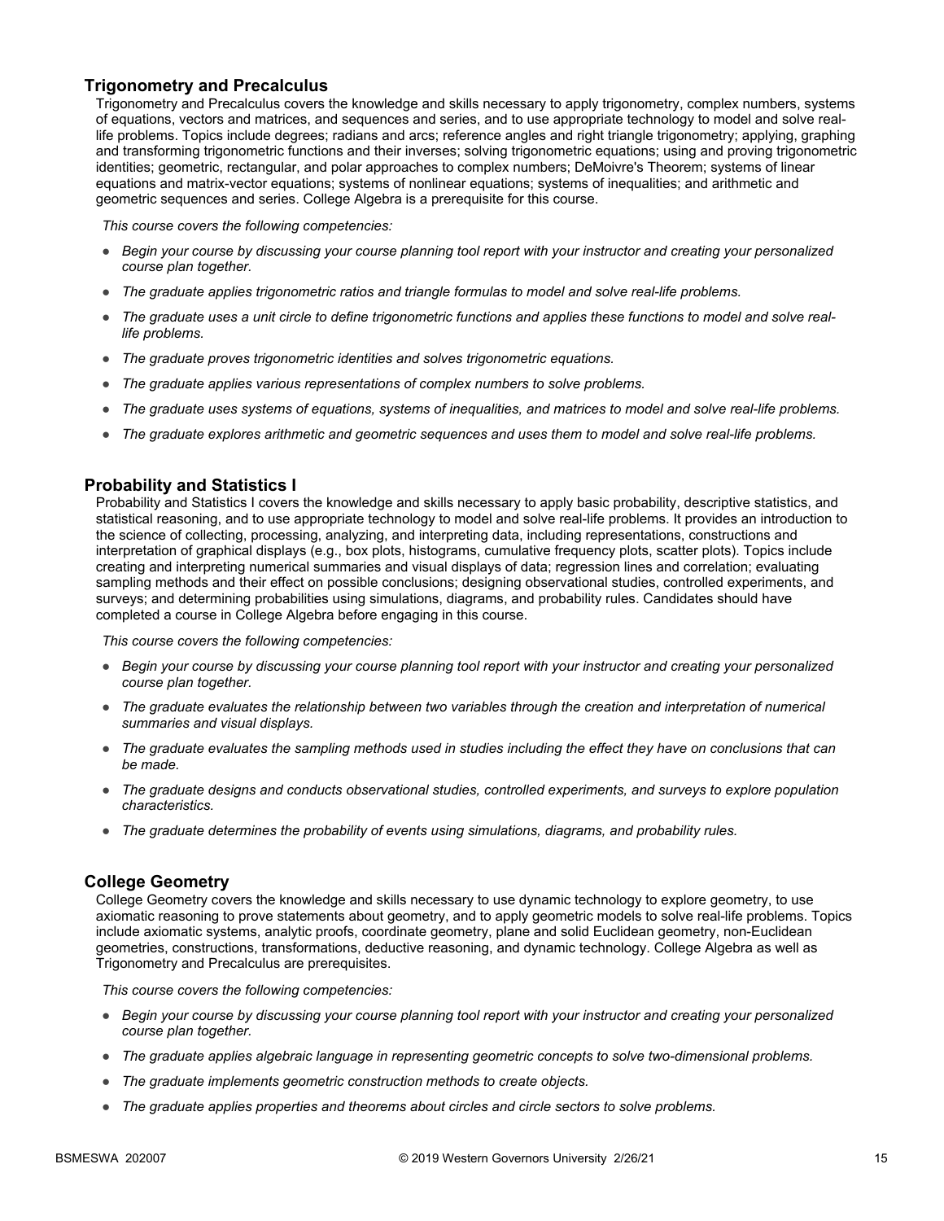## Trigonometry and Precalculus

Trigonometry and Precalculus covers the knowledge and skills necessary to apply trigonometry, complex numbers, systems of equations, vectors and matrices, and sequences and series, and to use appropriate technology to model and solve real-life problems. Topics include degrees; radians and arcs; reference angles and right triangle trigonometry; applying, graphing and transforming trigonometric functions and their inverses; solving trigonometric equations; using and proving trigonometric identities; geometric, rectangular, and polar approaches to complex numbers; DeMoivre's Theorem; systems of linear equations and matrix-vector equations; systems of nonlinear equations; systems of inequalities; and arithmetic and geometric sequences and series. College Algebra is a prerequisite for this course.

*This course covers the following competencies:*

- *Begin your course by discussing your course planning tool report with your instructor and creating your personalized course plan together.*
- *The graduate applies trigonometric ratios and triangle formulas to model and solve real-life problems.*
- *The graduate uses a unit circle to define trigonometric functions and applies these functions to model and solve real-life problems.*
- *The graduate proves trigonometric identities and solves trigonometric equations.*
- *The graduate applies various representations of complex numbers to solve problems.*
- *The graduate uses systems of equations, systems of inequalities, and matrices to model and solve real-life problems.*
- *The graduate explores arithmetic and geometric sequences and uses them to model and solve real-life problems.*

## Probability and Statistics I

Probability and Statistics I covers the knowledge and skills necessary to apply basic probability, descriptive statistics, and statistical reasoning, and to use appropriate technology to model and solve real-life problems. It provides an introduction to the science of collecting, processing, analyzing, and interpreting data, including representations, constructions and interpretation of graphical displays (e.g., box plots, histograms, cumulative frequency plots, scatter plots). Topics include creating and interpreting numerical summaries and visual displays of data; regression lines and correlation; evaluating sampling methods and their effect on possible conclusions; designing observational studies, controlled experiments, and surveys; and determining probabilities using simulations, diagrams, and probability rules. Candidates should have completed a course in College Algebra before engaging in this course.

*This course covers the following competencies:*

- *Begin your course by discussing your course planning tool report with your instructor and creating your personalized course plan together.*
- *The graduate evaluates the relationship between two variables through the creation and interpretation of numerical summaries and visual displays.*
- *The graduate evaluates the sampling methods used in studies including the effect they have on conclusions that can be made.*
- *The graduate designs and conducts observational studies, controlled experiments, and surveys to explore population characteristics.*
- *The graduate determines the probability of events using simulations, diagrams, and probability rules.*

## College Geometry

College Geometry covers the knowledge and skills necessary to use dynamic technology to explore geometry, to use axiomatic reasoning to prove statements about geometry, and to apply geometric models to solve real-life problems. Topics include axiomatic systems, analytic proofs, coordinate geometry, plane and solid Euclidean geometry, non-Euclidean geometries, constructions, transformations, deductive reasoning, and dynamic technology. College Algebra as well as Trigonometry and Precalculus are prerequisites.

*This course covers the following competencies:*

- *Begin your course by discussing your course planning tool report with your instructor and creating your personalized course plan together.*
- *The graduate applies algebraic language in representing geometric concepts to solve two-dimensional problems.*
- *The graduate implements geometric construction methods to create objects.*
- *The graduate applies properties and theorems about circles and circle sectors to solve problems.*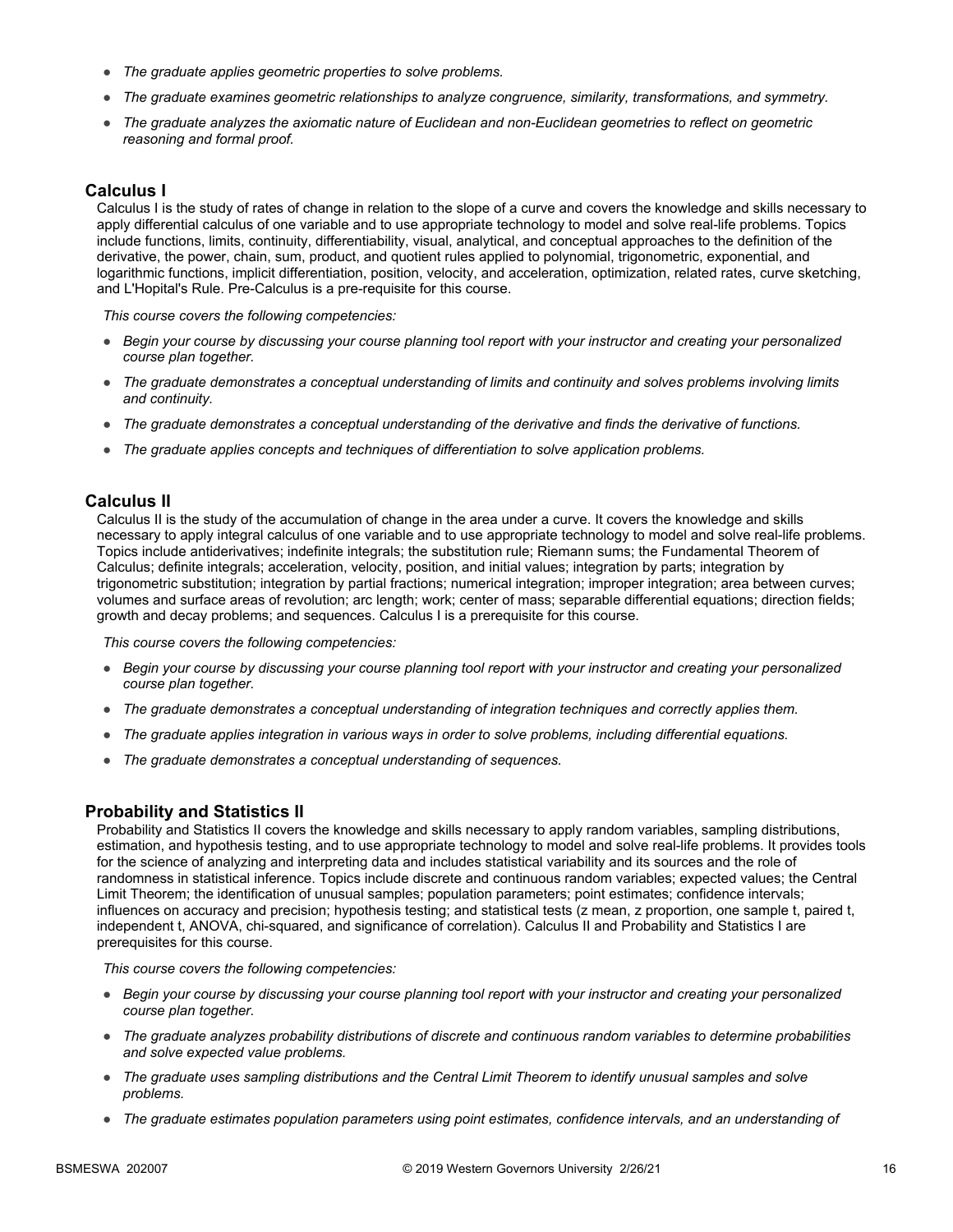- *The graduate applies geometric properties to solve problems.*
- *The graduate examines geometric relationships to analyze congruence, similarity, transformations, and symmetry.*
- *The graduate analyzes the axiomatic nature of Euclidean and non-Euclidean geometries to reflect on geometric reasoning and formal proof.*

## Calculus I

Calculus I is the study of rates of change in relation to the slope of a curve and covers the knowledge and skills necessary to apply differential calculus of one variable and to use appropriate technology to model and solve real-life problems. Topics include functions, limits, continuity, differentiability, visual, analytical, and conceptual approaches to the definition of the derivative, the power, chain, sum, product, and quotient rules applied to polynomial, trigonometric, exponential, and logarithmic functions, implicit differentiation, position, velocity, and acceleration, optimization, related rates, curve sketching, and L'Hopital's Rule. Pre-Calculus is a pre-requisite for this course.

*This course covers the following competencies:*

- *Begin your course by discussing your course planning tool report with your instructor and creating your personalized course plan together.*
- *The graduate demonstrates a conceptual understanding of limits and continuity and solves problems involving limits and continuity.*
- *The graduate demonstrates a conceptual understanding of the derivative and finds the derivative of functions.*
- *The graduate applies concepts and techniques of differentiation to solve application problems.*

## Calculus II

Calculus II is the study of the accumulation of change in the area under a curve. It covers the knowledge and skills necessary to apply integral calculus of one variable and to use appropriate technology to model and solve real-life problems. Topics include antiderivatives; indefinite integrals; the substitution rule; Riemann sums; the Fundamental Theorem of Calculus; definite integrals; acceleration, velocity, position, and initial values; integration by parts; integration by trigonometric substitution; integration by partial fractions; numerical integration; improper integration; area between curves; volumes and surface areas of revolution; arc length; work; center of mass; separable differential equations; direction fields; growth and decay problems; and sequences. Calculus I is a prerequisite for this course.

*This course covers the following competencies:*

- *Begin your course by discussing your course planning tool report with your instructor and creating your personalized course plan together.*
- *The graduate demonstrates a conceptual understanding of integration techniques and correctly applies them.*
- *The graduate applies integration in various ways in order to solve problems, including differential equations.*
- *The graduate demonstrates a conceptual understanding of sequences.*

## Probability and Statistics II

Probability and Statistics II covers the knowledge and skills necessary to apply random variables, sampling distributions, estimation, and hypothesis testing, and to use appropriate technology to model and solve real-life problems. It provides tools for the science of analyzing and interpreting data and includes statistical variability and its sources and the role of randomness in statistical inference. Topics include discrete and continuous random variables; expected values; the Central Limit Theorem; the identification of unusual samples; population parameters; point estimates; confidence intervals; influences on accuracy and precision; hypothesis testing; and statistical tests (z mean, z proportion, one sample t, paired t, independent t, ANOVA, chi-squared, and significance of correlation). Calculus II and Probability and Statistics I are prerequisites for this course.

*This course covers the following competencies:*

- *Begin your course by discussing your course planning tool report with your instructor and creating your personalized course plan together.*
- *The graduate analyzes probability distributions of discrete and continuous random variables to determine probabilities and solve expected value problems.*
- *The graduate uses sampling distributions and the Central Limit Theorem to identify unusual samples and solve problems.*
- *The graduate estimates population parameters using point estimates, confidence intervals, and an understanding of*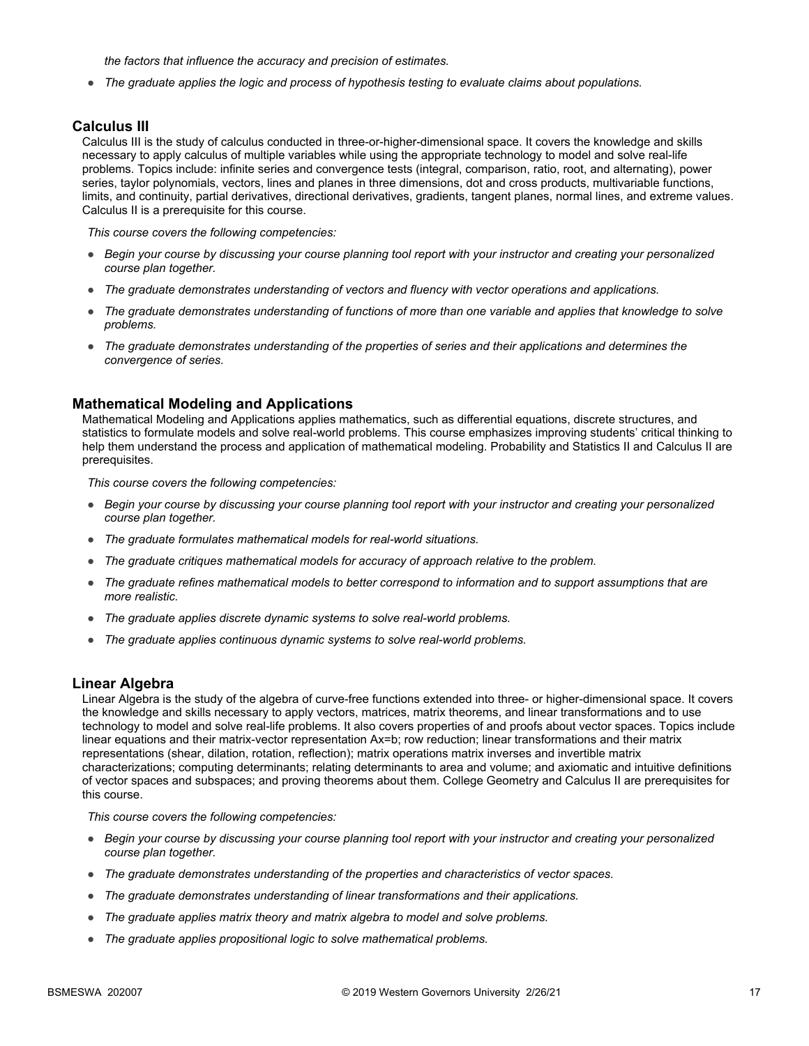*the factors that influence the accuracy and precision of estimates.*

- *The graduate applies the logic and process of hypothesis testing to evaluate claims about populations.*

### Calculus III

Calculus III is the study of calculus conducted in three-or-higher-dimensional space. It covers the knowledge and skills necessary to apply calculus of multiple variables while using the appropriate technology to model and solve real-life problems. Topics include: infinite series and convergence tests (integral, comparison, ratio, root, and alternating), power series, taylor polynomials, vectors, lines and planes in three dimensions, dot and cross products, multivariable functions, limits, and continuity, partial derivatives, directional derivatives, gradients, tangent planes, normal lines, and extreme values. Calculus II is a prerequisite for this course.

*This course covers the following competencies:*

- *Begin your course by discussing your course planning tool report with your instructor and creating your personalized course plan together.*
- *The graduate demonstrates understanding of vectors and fluency with vector operations and applications.*
- *The graduate demonstrates understanding of functions of more than one variable and applies that knowledge to solve problems.*
- *The graduate demonstrates understanding of the properties of series and their applications and determines the convergence of series.*

### Mathematical Modeling and Applications

Mathematical Modeling and Applications applies mathematics, such as differential equations, discrete structures, and statistics to formulate models and solve real-world problems. This course emphasizes improving students' critical thinking to help them understand the process and application of mathematical modeling. Probability and Statistics II and Calculus II are prerequisites.

*This course covers the following competencies:*

- *Begin your course by discussing your course planning tool report with your instructor and creating your personalized course plan together.*
- *The graduate formulates mathematical models for real-world situations.*
- *The graduate critiques mathematical models for accuracy of approach relative to the problem.*
- *The graduate refines mathematical models to better correspond to information and to support assumptions that are more realistic.*
- *The graduate applies discrete dynamic systems to solve real-world problems.*
- *The graduate applies continuous dynamic systems to solve real-world problems.*

### Linear Algebra

Linear Algebra is the study of the algebra of curve-free functions extended into three- or higher-dimensional space. It covers the knowledge and skills necessary to apply vectors, matrices, matrix theorems, and linear transformations and to use technology to model and solve real-life problems. It also covers properties of and proofs about vector spaces. Topics include linear equations and their matrix-vector representation $Ax=b$; row reduction; linear transformations and their matrix representations (shear, dilation, rotation, reflection); matrix operations matrix inverses and invertible matrix characterizations; computing determinants; relating determinants to area and volume; and axiomatic and intuitive definitions of vector spaces and subspaces; and proving theorems about them. College Geometry and Calculus II are prerequisites for this course.

*This course covers the following competencies:*

- *Begin your course by discussing your course planning tool report with your instructor and creating your personalized course plan together.*
- *The graduate demonstrates understanding of the properties and characteristics of vector spaces.*
- *The graduate demonstrates understanding of linear transformations and their applications.*
- *The graduate applies matrix theory and matrix algebra to model and solve problems.*
- *The graduate applies propositional logic to solve mathematical problems.*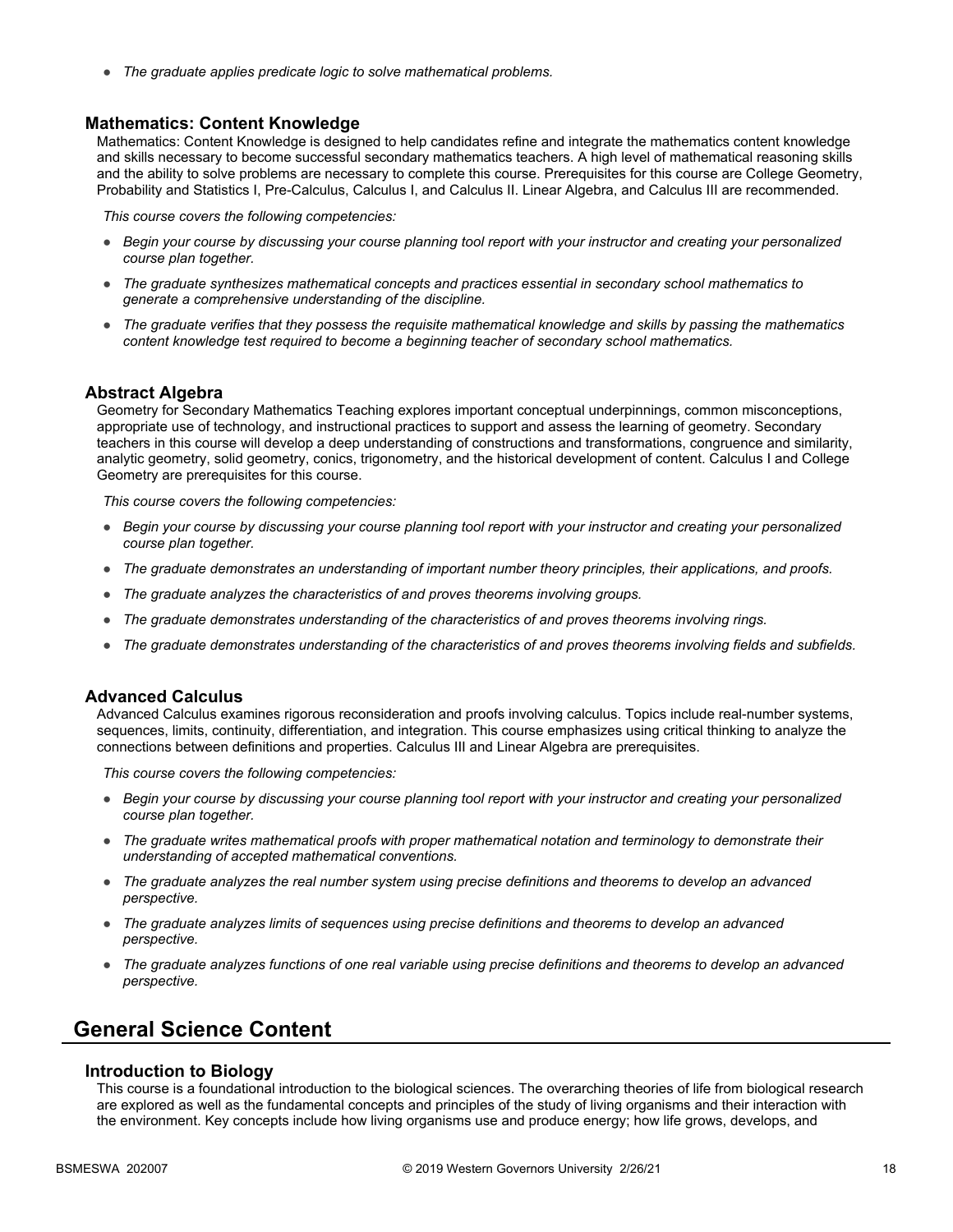- *The graduate applies predicate logic to solve mathematical problems.*

### Mathematics: Content Knowledge

Mathematics: Content Knowledge is designed to help candidates refine and integrate the mathematics content knowledge and skills necessary to become successful secondary mathematics teachers. A high level of mathematical reasoning skills and the ability to solve problems are necessary to complete this course. Prerequisites for this course are College Geometry, Probability and Statistics I, Pre-Calculus, Calculus I, and Calculus II. Linear Algebra, and Calculus III are recommended.

*This course covers the following competencies:*

- *Begin your course by discussing your course planning tool report with your instructor and creating your personalized course plan together.*
- *The graduate synthesizes mathematical concepts and practices essential in secondary school mathematics to generate a comprehensive understanding of the discipline.*
- *The graduate verifies that they possess the requisite mathematical knowledge and skills by passing the mathematics content knowledge test required to become a beginning teacher of secondary school mathematics.*

### Abstract Algebra

Geometry for Secondary Mathematics Teaching explores important conceptual underpinnings, common misconceptions, appropriate use of technology, and instructional practices to support and assess the learning of geometry. Secondary teachers in this course will develop a deep understanding of constructions and transformations, congruence and similarity, analytic geometry, solid geometry, conics, trigonometry, and the historical development of content. Calculus I and College Geometry are prerequisites for this course.

*This course covers the following competencies:*

- *Begin your course by discussing your course planning tool report with your instructor and creating your personalized course plan together.*
- *The graduate demonstrates an understanding of important number theory principles, their applications, and proofs.*
- *The graduate analyzes the characteristics of and proves theorems involving groups.*
- *The graduate demonstrates understanding of the characteristics of and proves theorems involving rings.*
- *The graduate demonstrates understanding of the characteristics of and proves theorems involving fields and subfields.*

### Advanced Calculus

Advanced Calculus examines rigorous reconsideration and proofs involving calculus. Topics include real-number systems, sequences, limits, continuity, differentiation, and integration. This course emphasizes using critical thinking to analyze the connections between definitions and properties. Calculus III and Linear Algebra are prerequisites.

*This course covers the following competencies:*

- *Begin your course by discussing your course planning tool report with your instructor and creating your personalized course plan together.*
- *The graduate writes mathematical proofs with proper mathematical notation and terminology to demonstrate their understanding of accepted mathematical conventions.*
- *The graduate analyzes the real number system using precise definitions and theorems to develop an advanced perspective.*
- *The graduate analyzes limits of sequences using precise definitions and theorems to develop an advanced perspective.*
- *The graduate analyzes functions of one real variable using precise definitions and theorems to develop an advanced perspective.*

## General Science Content

### Introduction to Biology

This course is a foundational introduction to the biological sciences. The overarching theories of life from biological research are explored as well as the fundamental concepts and principles of the study of living organisms and their interaction with the environment. Key concepts include how living organisms use and produce energy; how life grows, develops, and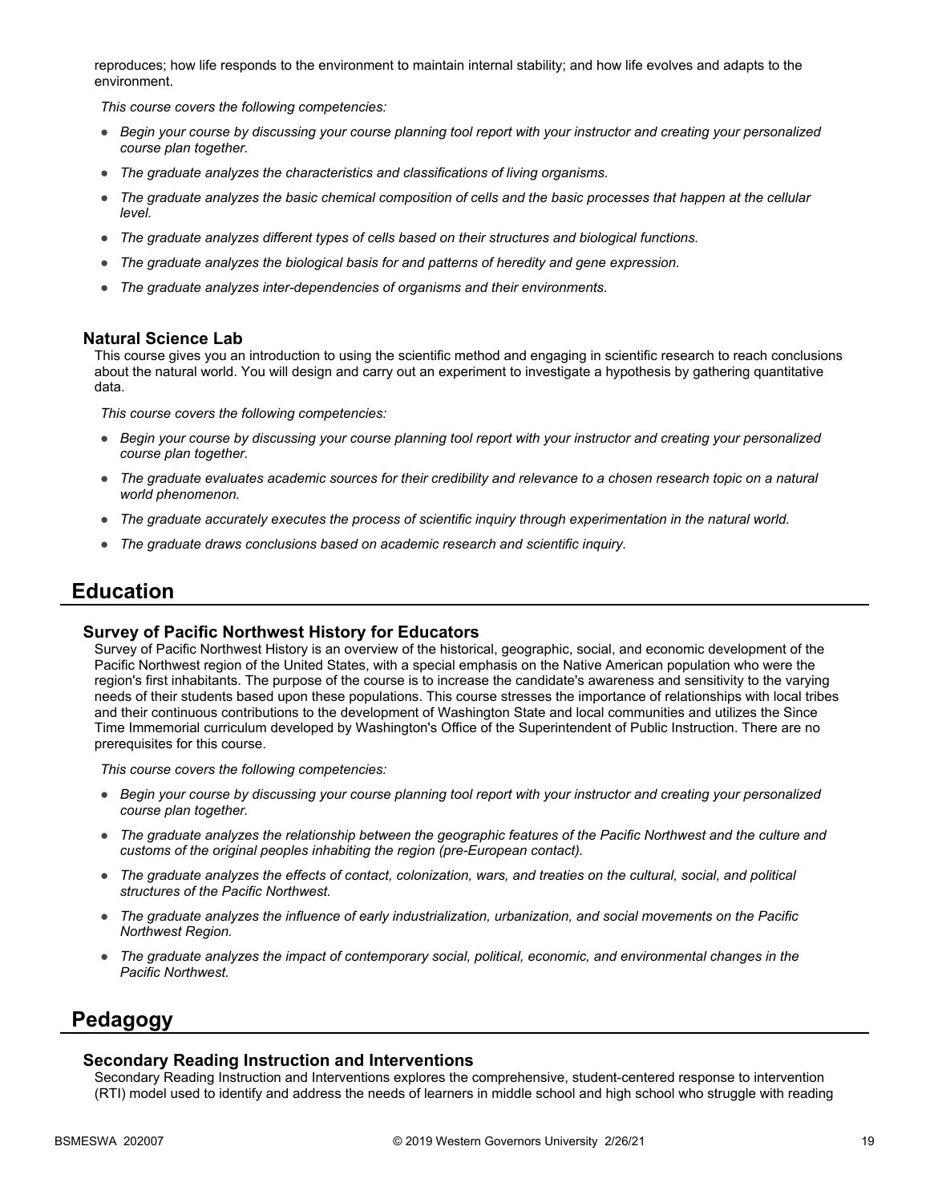reproduces; how life responds to the environment to maintain internal stability; and how life evolves and adapts to the environment.

*This course covers the following competencies:*

- *Begin your course by discussing your course planning tool report with your instructor and creating your personalized course plan together.*
- *The graduate analyzes the characteristics and classifications of living organisms.*
- *The graduate analyzes the basic chemical composition of cells and the basic processes that happen at the cellular level.*
- *The graduate analyzes different types of cells based on their structures and biological functions.*
- *The graduate analyzes the biological basis for and patterns of heredity and gene expression.*
- *The graduate analyzes inter-dependencies of organisms and their environments.*

### Natural Science Lab

This course gives you an introduction to using the scientific method and engaging in scientific research to reach conclusions about the natural world. You will design and carry out an experiment to investigate a hypothesis by gathering quantitative data.

*This course covers the following competencies:*

- *Begin your course by discussing your course planning tool report with your instructor and creating your personalized course plan together.*
- *The graduate evaluates academic sources for their credibility and relevance to a chosen research topic on a natural world phenomenon.*
- *The graduate accurately executes the process of scientific inquiry through experimentation in the natural world.*
- *The graduate draws conclusions based on academic research and scientific inquiry.*

## Education

### Survey of Pacific Northwest History for Educators

Survey of Pacific Northwest History is an overview of the historical, geographic, social, and economic development of the Pacific Northwest region of the United States, with a special emphasis on the Native American population who were the region's first inhabitants. The purpose of the course is to increase the candidate's awareness and sensitivity to the varying needs of their students based upon these populations. This course stresses the importance of relationships with local tribes and their continuous contributions to the development of Washington State and local communities and utilizes the Since Time Immemorial curriculum developed by Washington's Office of the Superintendent of Public Instruction. There are no prerequisites for this course.

*This course covers the following competencies:*

- *Begin your course by discussing your course planning tool report with your instructor and creating your personalized course plan together.*
- *The graduate analyzes the relationship between the geographic features of the Pacific Northwest and the culture and customs of the original peoples inhabiting the region (pre-European contact).*
- *The graduate analyzes the effects of contact, colonization, wars, and treaties on the cultural, social, and political structures of the Pacific Northwest.*
- *The graduate analyzes the influence of early industrialization, urbanization, and social movements on the Pacific Northwest Region.*
- *The graduate analyzes the impact of contemporary social, political, economic, and environmental changes in the Pacific Northwest.*

## Pedagogy

### Secondary Reading Instruction and Interventions

Secondary Reading Instruction and Interventions explores the comprehensive, student-centered response to intervention (RTI) model used to identify and address the needs of learners in middle school and high school who struggle with reading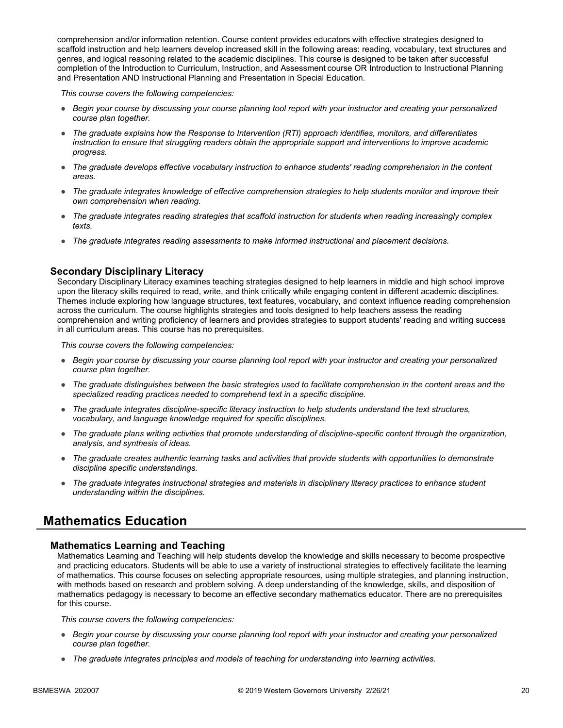comprehension and/or information retention. Course content provides educators with effective strategies designed to scaffold instruction and help learners develop increased skill in the following areas: reading, vocabulary, text structures and genres, and logical reasoning related to the academic disciplines. This course is designed to be taken after successful completion of the Introduction to Curriculum, Instruction, and Assessment course OR Introduction to Instructional Planning and Presentation AND Instructional Planning and Presentation in Special Education.

*This course covers the following competencies:*

- *Begin your course by discussing your course planning tool report with your instructor and creating your personalized course plan together.*
- *The graduate explains how the Response to Intervention (RTI) approach identifies, monitors, and differentiates instruction to ensure that struggling readers obtain the appropriate support and interventions to improve academic progress.*
- *The graduate develops effective vocabulary instruction to enhance students' reading comprehension in the content areas.*
- *The graduate integrates knowledge of effective comprehension strategies to help students monitor and improve their own comprehension when reading.*
- *The graduate integrates reading strategies that scaffold instruction for students when reading increasingly complex texts.*
- *The graduate integrates reading assessments to make informed instructional and placement decisions.*

### Secondary Disciplinary Literacy

Secondary Disciplinary Literacy examines teaching strategies designed to help learners in middle and high school improve upon the literacy skills required to read, write, and think critically while engaging content in different academic disciplines. Themes include exploring how language structures, text features, vocabulary, and context influence reading comprehension across the curriculum. The course highlights strategies and tools designed to help teachers assess the reading comprehension and writing proficiency of learners and provides strategies to support students' reading and writing success in all curriculum areas. This course has no prerequisites.

*This course covers the following competencies:*

- *Begin your course by discussing your course planning tool report with your instructor and creating your personalized course plan together.*
- *The graduate distinguishes between the basic strategies used to facilitate comprehension in the content areas and the specialized reading practices needed to comprehend text in a specific discipline.*
- *The graduate integrates discipline-specific literacy instruction to help students understand the text structures, vocabulary, and language knowledge required for specific disciplines.*
- *The graduate plans writing activities that promote understanding of discipline-specific content through the organization, analysis, and synthesis of ideas.*
- *The graduate creates authentic learning tasks and activities that provide students with opportunities to demonstrate discipline specific understandings.*
- *The graduate integrates instructional strategies and materials in disciplinary literacy practices to enhance student understanding within the disciplines.*

## Mathematics Education

### Mathematics Learning and Teaching

Mathematics Learning and Teaching will help students develop the knowledge and skills necessary to become prospective and practicing educators. Students will be able to use a variety of instructional strategies to effectively facilitate the learning of mathematics. This course focuses on selecting appropriate resources, using multiple strategies, and planning instruction, with methods based on research and problem solving. A deep understanding of the knowledge, skills, and disposition of mathematics pedagogy is necessary to become an effective secondary mathematics educator. There are no prerequisites for this course.

*This course covers the following competencies:*

- *Begin your course by discussing your course planning tool report with your instructor and creating your personalized course plan together.*
- *The graduate integrates principles and models of teaching for understanding into learning activities.*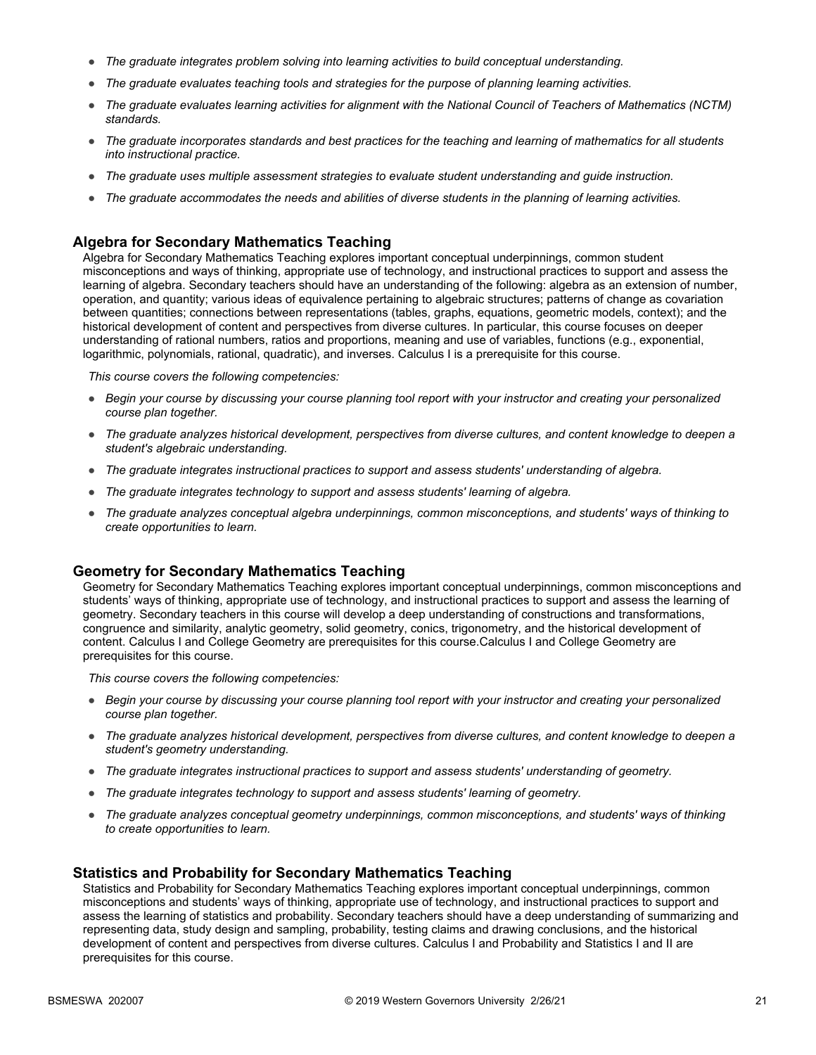- *The graduate integrates problem solving into learning activities to build conceptual understanding.*
- *The graduate evaluates teaching tools and strategies for the purpose of planning learning activities.*
- *The graduate evaluates learning activities for alignment with the National Council of Teachers of Mathematics (NCTM) standards.*
- *The graduate incorporates standards and best practices for the teaching and learning of mathematics for all students into instructional practice.*
- *The graduate uses multiple assessment strategies to evaluate student understanding and guide instruction.*
- *The graduate accommodates the needs and abilities of diverse students in the planning of learning activities.*

### Algebra for Secondary Mathematics Teaching

Algebra for Secondary Mathematics Teaching explores important conceptual underpinnings, common student misconceptions and ways of thinking, appropriate use of technology, and instructional practices to support and assess the learning of algebra. Secondary teachers should have an understanding of the following: algebra as an extension of number, operation, and quantity; various ideas of equivalence pertaining to algebraic structures; patterns of change as covariation between quantities; connections between representations (tables, graphs, equations, geometric models, context); and the historical development of content and perspectives from diverse cultures. In particular, this course focuses on deeper understanding of rational numbers, ratios and proportions, meaning and use of variables, functions (e.g., exponential, logarithmic, polynomials, rational, quadratic), and inverses. Calculus I is a prerequisite for this course.

*This course covers the following competencies:*

- *Begin your course by discussing your course planning tool report with your instructor and creating your personalized course plan together.*
- *The graduate analyzes historical development, perspectives from diverse cultures, and content knowledge to deepen a student's algebraic understanding.*
- *The graduate integrates instructional practices to support and assess students' understanding of algebra.*
- *The graduate integrates technology to support and assess students' learning of algebra.*
- *The graduate analyzes conceptual algebra underpinnings, common misconceptions, and students' ways of thinking to create opportunities to learn.*

### Geometry for Secondary Mathematics Teaching

Geometry for Secondary Mathematics Teaching explores important conceptual underpinnings, common misconceptions and students' ways of thinking, appropriate use of technology, and instructional practices to support and assess the learning of geometry. Secondary teachers in this course will develop a deep understanding of constructions and transformations, congruence and similarity, analytic geometry, solid geometry, conics, trigonometry, and the historical development of content. Calculus I and College Geometry are prerequisites for this course.Calculus I and College Geometry are prerequisites for this course.

*This course covers the following competencies:*

- *Begin your course by discussing your course planning tool report with your instructor and creating your personalized course plan together.*
- *The graduate analyzes historical development, perspectives from diverse cultures, and content knowledge to deepen a student's geometry understanding.*
- *The graduate integrates instructional practices to support and assess students' understanding of geometry.*
- *The graduate integrates technology to support and assess students' learning of geometry.*
- *The graduate analyzes conceptual geometry underpinnings, common misconceptions, and students' ways of thinking to create opportunities to learn.*

### Statistics and Probability for Secondary Mathematics Teaching

Statistics and Probability for Secondary Mathematics Teaching explores important conceptual underpinnings, common misconceptions and students' ways of thinking, appropriate use of technology, and instructional practices to support and assess the learning of statistics and probability. Secondary teachers should have a deep understanding of summarizing and representing data, study design and sampling, probability, testing claims and drawing conclusions, and the historical development of content and perspectives from diverse cultures. Calculus I and Probability and Statistics I and II are prerequisites for this course.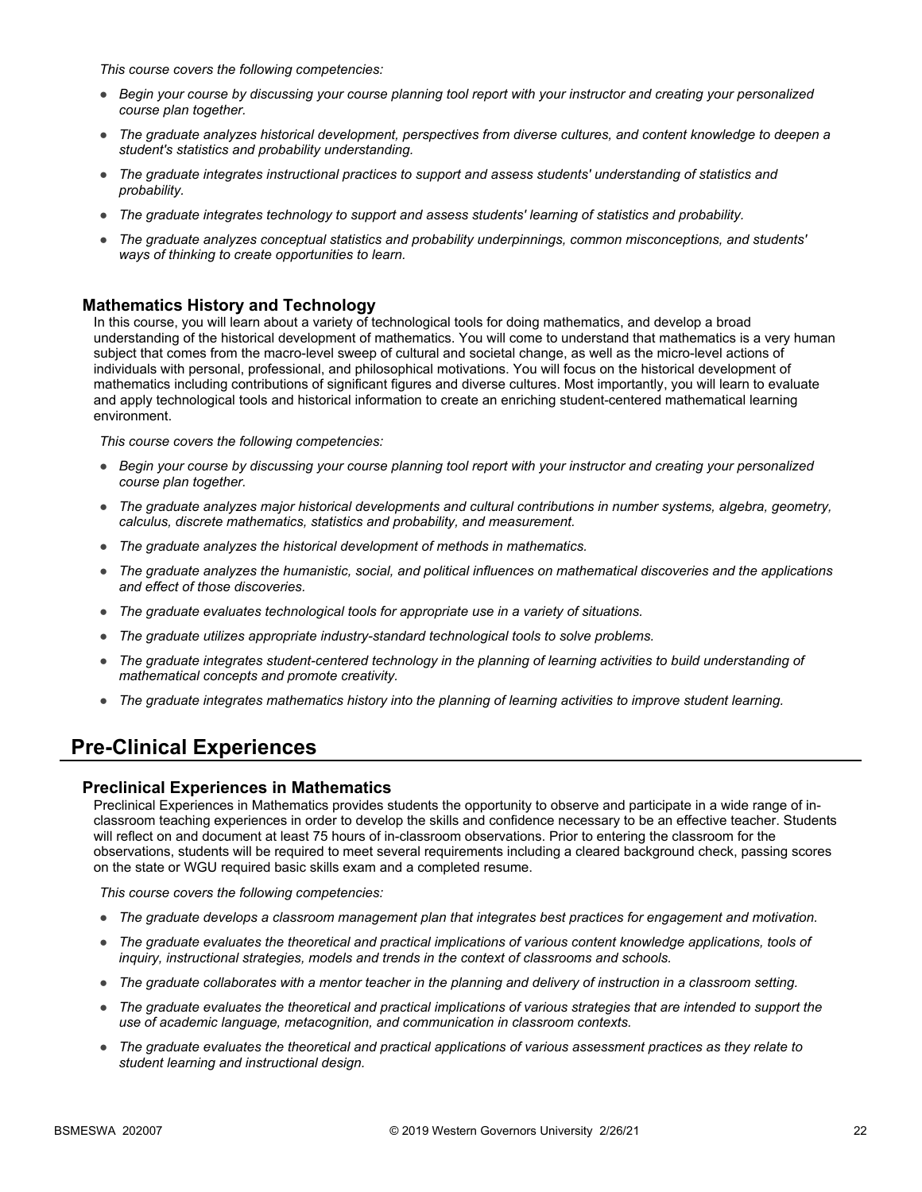*This course covers the following competencies:*

- *Begin your course by discussing your course planning tool report with your instructor and creating your personalized course plan together.*
- *The graduate analyzes historical development, perspectives from diverse cultures, and content knowledge to deepen a student's statistics and probability understanding.*
- *The graduate integrates instructional practices to support and assess students' understanding of statistics and probability.*
- *The graduate integrates technology to support and assess students' learning of statistics and probability.*
- *The graduate analyzes conceptual statistics and probability underpinnings, common misconceptions, and students' ways of thinking to create opportunities to learn.*

### Mathematics History and Technology

In this course, you will learn about a variety of technological tools for doing mathematics, and develop a broad understanding of the historical development of mathematics. You will come to understand that mathematics is a very human subject that comes from the macro-level sweep of cultural and societal change, as well as the micro-level actions of individuals with personal, professional, and philosophical motivations. You will focus on the historical development of mathematics including contributions of significant figures and diverse cultures. Most importantly, you will learn to evaluate and apply technological tools and historical information to create an enriching student-centered mathematical learning environment.

*This course covers the following competencies:*

- *Begin your course by discussing your course planning tool report with your instructor and creating your personalized course plan together.*
- *The graduate analyzes major historical developments and cultural contributions in number systems, algebra, geometry, calculus, discrete mathematics, statistics and probability, and measurement.*
- *The graduate analyzes the historical development of methods in mathematics.*
- *The graduate analyzes the humanistic, social, and political influences on mathematical discoveries and the applications and effect of those discoveries.*
- *The graduate evaluates technological tools for appropriate use in a variety of situations.*
- *The graduate utilizes appropriate industry-standard technological tools to solve problems.*
- *The graduate integrates student-centered technology in the planning of learning activities to build understanding of mathematical concepts and promote creativity.*
- *The graduate integrates mathematics history into the planning of learning activities to improve student learning.*

## Pre-Clinical Experiences

### Preclinical Experiences in Mathematics

Preclinical Experiences in Mathematics provides students the opportunity to observe and participate in a wide range of in-classroom teaching experiences in order to develop the skills and confidence necessary to be an effective teacher. Students will reflect on and document at least 75 hours of in-classroom observations. Prior to entering the classroom for the observations, students will be required to meet several requirements including a cleared background check, passing scores on the state or WGU required basic skills exam and a completed resume.

*This course covers the following competencies:*

- *The graduate develops a classroom management plan that integrates best practices for engagement and motivation.*
- *The graduate evaluates the theoretical and practical implications of various content knowledge applications, tools of inquiry, instructional strategies, models and trends in the context of classrooms and schools.*
- *The graduate collaborates with a mentor teacher in the planning and delivery of instruction in a classroom setting.*
- *The graduate evaluates the theoretical and practical implications of various strategies that are intended to support the use of academic language, metacognition, and communication in classroom contexts.*
- *The graduate evaluates the theoretical and practical applications of various assessment practices as they relate to student learning and instructional design.*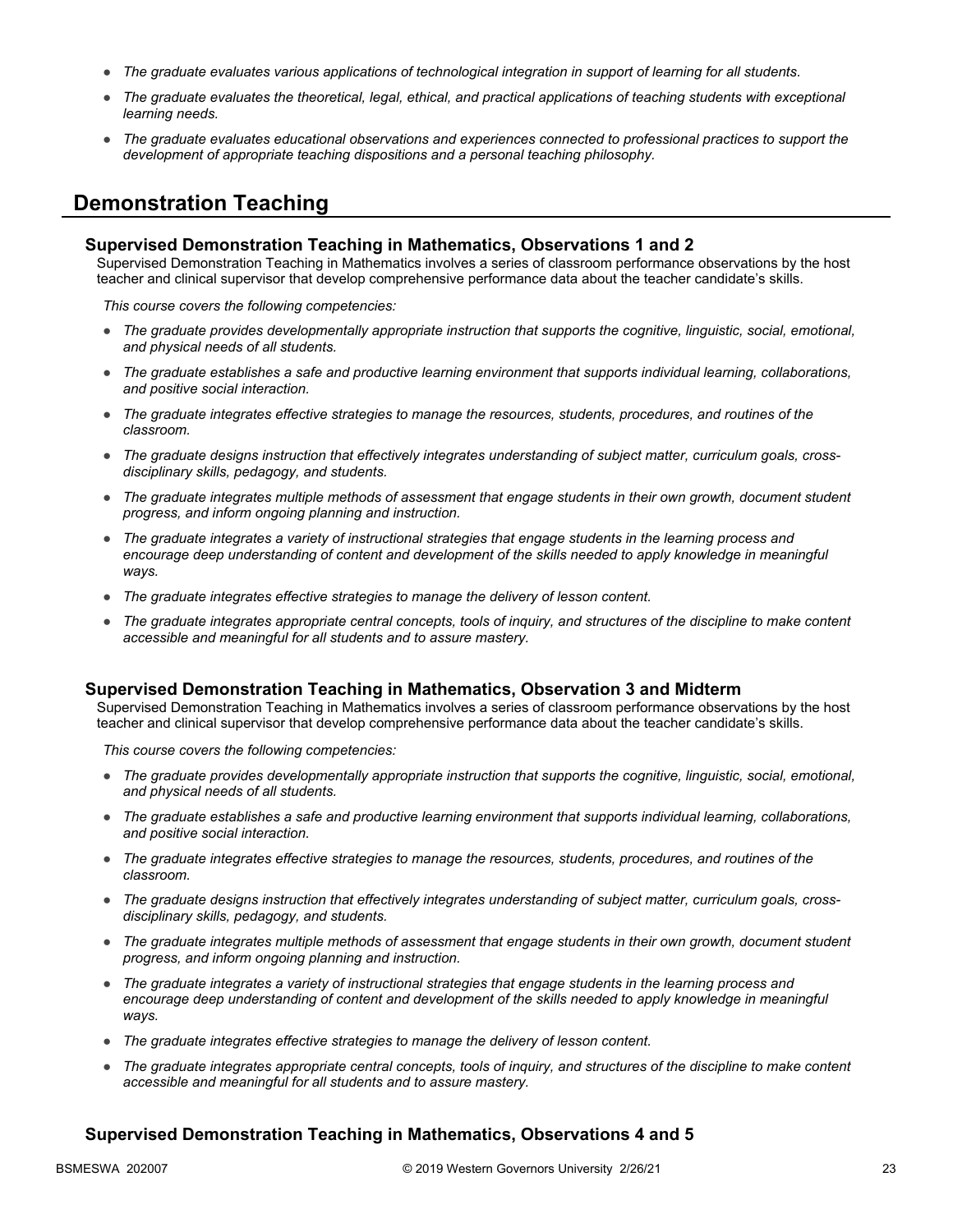- *The graduate evaluates various applications of technological integration in support of learning for all students.*
- *The graduate evaluates the theoretical, legal, ethical, and practical applications of teaching students with exceptional learning needs.*
- *The graduate evaluates educational observations and experiences connected to professional practices to support the development of appropriate teaching dispositions and a personal teaching philosophy.*

## Demonstration Teaching

### Supervised Demonstration Teaching in Mathematics, Observations 1 and 2

Supervised Demonstration Teaching in Mathematics involves a series of classroom performance observations by the host teacher and clinical supervisor that develop comprehensive performance data about the teacher candidate's skills.

*This course covers the following competencies:*

- *The graduate provides developmentally appropriate instruction that supports the cognitive, linguistic, social, emotional, and physical needs of all students.*
- *The graduate establishes a safe and productive learning environment that supports individual learning, collaborations, and positive social interaction.*
- *The graduate integrates effective strategies to manage the resources, students, procedures, and routines of the classroom.*
- *The graduate designs instruction that effectively integrates understanding of subject matter, curriculum goals, cross-disciplinary skills, pedagogy, and students.*
- *The graduate integrates multiple methods of assessment that engage students in their own growth, document student progress, and inform ongoing planning and instruction.*
- *The graduate integrates a variety of instructional strategies that engage students in the learning process and encourage deep understanding of content and development of the skills needed to apply knowledge in meaningful ways.*
- *The graduate integrates effective strategies to manage the delivery of lesson content.*
- *The graduate integrates appropriate central concepts, tools of inquiry, and structures of the discipline to make content accessible and meaningful for all students and to assure mastery.*

### Supervised Demonstration Teaching in Mathematics, Observation 3 and Midterm

Supervised Demonstration Teaching in Mathematics involves a series of classroom performance observations by the host teacher and clinical supervisor that develop comprehensive performance data about the teacher candidate's skills.

*This course covers the following competencies:*

- *The graduate provides developmentally appropriate instruction that supports the cognitive, linguistic, social, emotional, and physical needs of all students.*
- *The graduate establishes a safe and productive learning environment that supports individual learning, collaborations, and positive social interaction.*
- *The graduate integrates effective strategies to manage the resources, students, procedures, and routines of the classroom.*
- *The graduate designs instruction that effectively integrates understanding of subject matter, curriculum goals, cross-disciplinary skills, pedagogy, and students.*
- *The graduate integrates multiple methods of assessment that engage students in their own growth, document student progress, and inform ongoing planning and instruction.*
- *The graduate integrates a variety of instructional strategies that engage students in the learning process and encourage deep understanding of content and development of the skills needed to apply knowledge in meaningful ways.*
- *The graduate integrates effective strategies to manage the delivery of lesson content.*
- *The graduate integrates appropriate central concepts, tools of inquiry, and structures of the discipline to make content accessible and meaningful for all students and to assure mastery.*

### Supervised Demonstration Teaching in Mathematics, Observations 4 and 5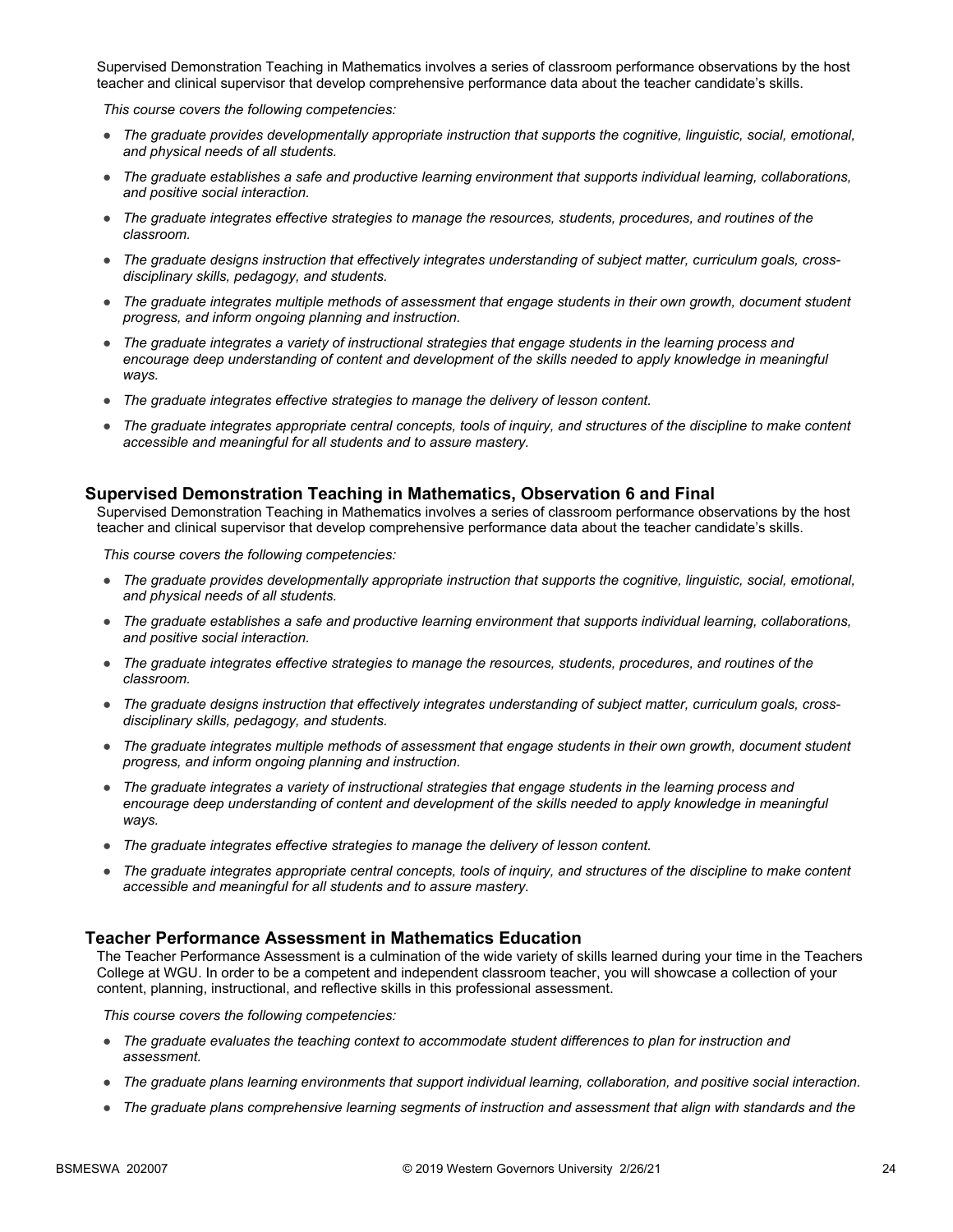Supervised Demonstration Teaching in Mathematics involves a series of classroom performance observations by the host teacher and clinical supervisor that develop comprehensive performance data about the teacher candidate's skills.

*This course covers the following competencies:*

- *The graduate provides developmentally appropriate instruction that supports the cognitive, linguistic, social, emotional, and physical needs of all students.*
- *The graduate establishes a safe and productive learning environment that supports individual learning, collaborations, and positive social interaction.*
- *The graduate integrates effective strategies to manage the resources, students, procedures, and routines of the classroom.*
- *The graduate designs instruction that effectively integrates understanding of subject matter, curriculum goals, cross-disciplinary skills, pedagogy, and students.*
- *The graduate integrates multiple methods of assessment that engage students in their own growth, document student progress, and inform ongoing planning and instruction.*
- *The graduate integrates a variety of instructional strategies that engage students in the learning process and encourage deep understanding of content and development of the skills needed to apply knowledge in meaningful ways.*
- *The graduate integrates effective strategies to manage the delivery of lesson content.*
- *The graduate integrates appropriate central concepts, tools of inquiry, and structures of the discipline to make content accessible and meaningful for all students and to assure mastery.*

### Supervised Demonstration Teaching in Mathematics, Observation 6 and Final

Supervised Demonstration Teaching in Mathematics involves a series of classroom performance observations by the host teacher and clinical supervisor that develop comprehensive performance data about the teacher candidate's skills.

*This course covers the following competencies:*

- *The graduate provides developmentally appropriate instruction that supports the cognitive, linguistic, social, emotional, and physical needs of all students.*
- *The graduate establishes a safe and productive learning environment that supports individual learning, collaborations, and positive social interaction.*
- *The graduate integrates effective strategies to manage the resources, students, procedures, and routines of the classroom.*
- *The graduate designs instruction that effectively integrates understanding of subject matter, curriculum goals, cross-disciplinary skills, pedagogy, and students.*
- *The graduate integrates multiple methods of assessment that engage students in their own growth, document student progress, and inform ongoing planning and instruction.*
- *The graduate integrates a variety of instructional strategies that engage students in the learning process and encourage deep understanding of content and development of the skills needed to apply knowledge in meaningful ways.*
- *The graduate integrates effective strategies to manage the delivery of lesson content.*
- *The graduate integrates appropriate central concepts, tools of inquiry, and structures of the discipline to make content accessible and meaningful for all students and to assure mastery.*

### Teacher Performance Assessment in Mathematics Education

The Teacher Performance Assessment is a culmination of the wide variety of skills learned during your time in the Teachers College at WGU. In order to be a competent and independent classroom teacher, you will showcase a collection of your content, planning, instructional, and reflective skills in this professional assessment.

*This course covers the following competencies:*

- *The graduate evaluates the teaching context to accommodate student differences to plan for instruction and assessment.*
- *The graduate plans learning environments that support individual learning, collaboration, and positive social interaction.*
- *The graduate plans comprehensive learning segments of instruction and assessment that align with standards and the*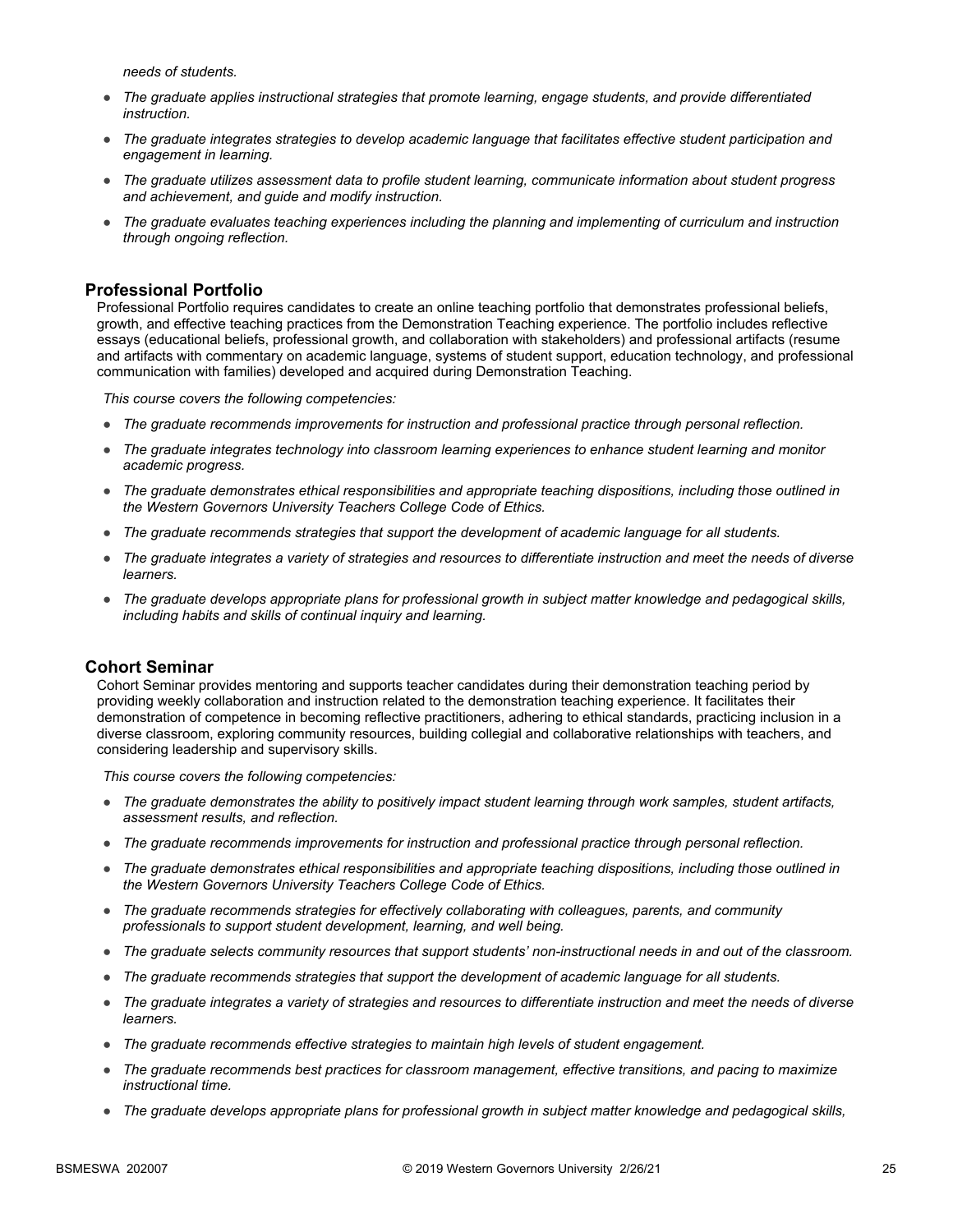*needs of students.*

- *The graduate applies instructional strategies that promote learning, engage students, and provide differentiated instruction.*
- *The graduate integrates strategies to develop academic language that facilitates effective student participation and engagement in learning.*
- *The graduate utilizes assessment data to profile student learning, communicate information about student progress and achievement, and guide and modify instruction.*
- *The graduate evaluates teaching experiences including the planning and implementing of curriculum and instruction through ongoing reflection.*

## Professional Portfolio

Professional Portfolio requires candidates to create an online teaching portfolio that demonstrates professional beliefs, growth, and effective teaching practices from the Demonstration Teaching experience. The portfolio includes reflective essays (educational beliefs, professional growth, and collaboration with stakeholders) and professional artifacts (resume and artifacts with commentary on academic language, systems of student support, education technology, and professional communication with families) developed and acquired during Demonstration Teaching.

*This course covers the following competencies:*

- *The graduate recommends improvements for instruction and professional practice through personal reflection.*
- *The graduate integrates technology into classroom learning experiences to enhance student learning and monitor academic progress.*
- *The graduate demonstrates ethical responsibilities and appropriate teaching dispositions, including those outlined in the Western Governors University Teachers College Code of Ethics.*
- *The graduate recommends strategies that support the development of academic language for all students.*
- *The graduate integrates a variety of strategies and resources to differentiate instruction and meet the needs of diverse learners.*
- *The graduate develops appropriate plans for professional growth in subject matter knowledge and pedagogical skills, including habits and skills of continual inquiry and learning.*

## Cohort Seminar

Cohort Seminar provides mentoring and supports teacher candidates during their demonstration teaching period by providing weekly collaboration and instruction related to the demonstration teaching experience. It facilitates their demonstration of competence in becoming reflective practitioners, adhering to ethical standards, practicing inclusion in a diverse classroom, exploring community resources, building collegial and collaborative relationships with teachers, and considering leadership and supervisory skills.

*This course covers the following competencies:*

- *The graduate demonstrates the ability to positively impact student learning through work samples, student artifacts, assessment results, and reflection.*
- *The graduate recommends improvements for instruction and professional practice through personal reflection.*
- *The graduate demonstrates ethical responsibilities and appropriate teaching dispositions, including those outlined in the Western Governors University Teachers College Code of Ethics.*
- *The graduate recommends strategies for effectively collaborating with colleagues, parents, and community professionals to support student development, learning, and well being.*
- *The graduate selects community resources that support students' non-instructional needs in and out of the classroom.*
- *The graduate recommends strategies that support the development of academic language for all students.*
- *The graduate integrates a variety of strategies and resources to differentiate instruction and meet the needs of diverse learners.*
- *The graduate recommends effective strategies to maintain high levels of student engagement.*
- *The graduate recommends best practices for classroom management, effective transitions, and pacing to maximize instructional time.*
- *The graduate develops appropriate plans for professional growth in subject matter knowledge and pedagogical skills,*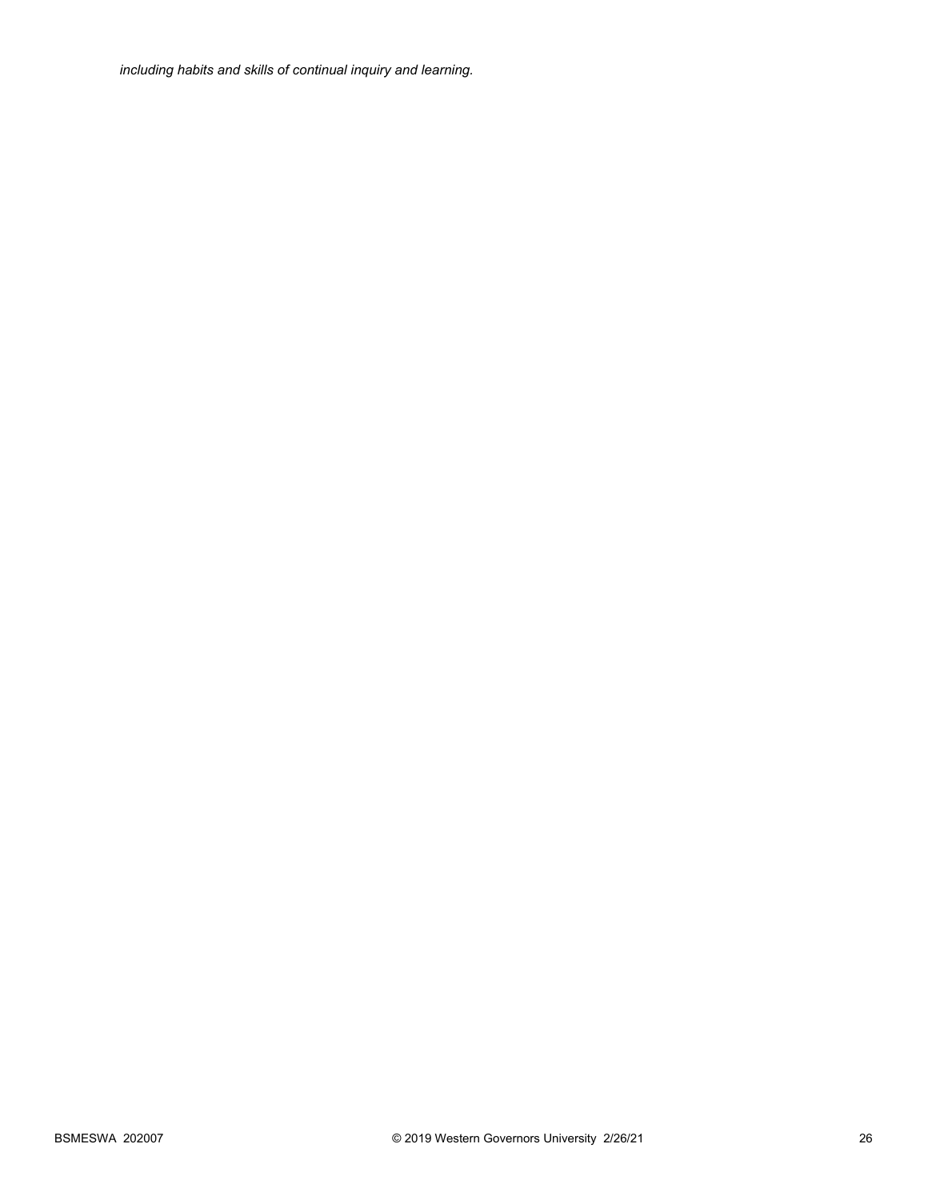*including habits and skills of continual inquiry and learning.*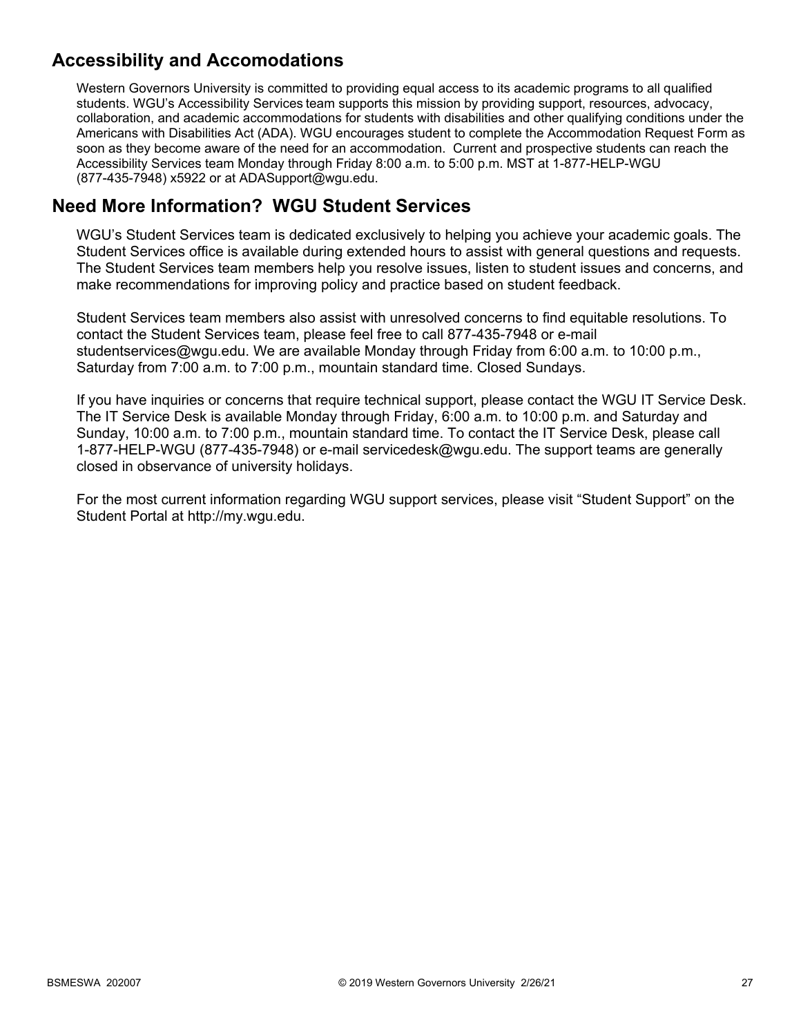## Accessibility and Accomodations

Western Governors University is committed to providing equal access to its academic programs to all qualified students. WGU's Accessibility Services team supports this mission by providing support, resources, advocacy, collaboration, and academic accommodations for students with disabilities and other qualifying conditions under the Americans with Disabilities Act (ADA). WGU encourages student to complete the Accommodation Request Form as soon as they become aware of the need for an accommodation. Current and prospective students can reach the Accessibility Services team Monday through Friday 8:00 a.m. to 5:00 p.m. MST at 1-877-HELP-WGU (877-435-7948) x5922 or at ADASupport@wgu.edu.

## Need More Information? WGU Student Services

WGU's Student Services team is dedicated exclusively to helping you achieve your academic goals. The Student Services office is available during extended hours to assist with general questions and requests. The Student Services team members help you resolve issues, listen to student issues and concerns, and make recommendations for improving policy and practice based on student feedback.

Student Services team members also assist with unresolved concerns to find equitable resolutions. To contact the Student Services team, please feel free to call 877-435-7948 or e-mail studentservices@wgu.edu. We are available Monday through Friday from 6:00 a.m. to 10:00 p.m., Saturday from 7:00 a.m. to 7:00 p.m., mountain standard time. Closed Sundays.

If you have inquiries or concerns that require technical support, please contact the WGU IT Service Desk. The IT Service Desk is available Monday through Friday, 6:00 a.m. to 10:00 p.m. and Saturday and Sunday, 10:00 a.m. to 7:00 p.m., mountain standard time. To contact the IT Service Desk, please call 1-877-HELP-WGU (877-435-7948) or e-mail servicedesk@wgu.edu. The support teams are generally closed in observance of university holidays.

For the most current information regarding WGU support services, please visit "Student Support" on the Student Portal at http://my.wgu.edu.